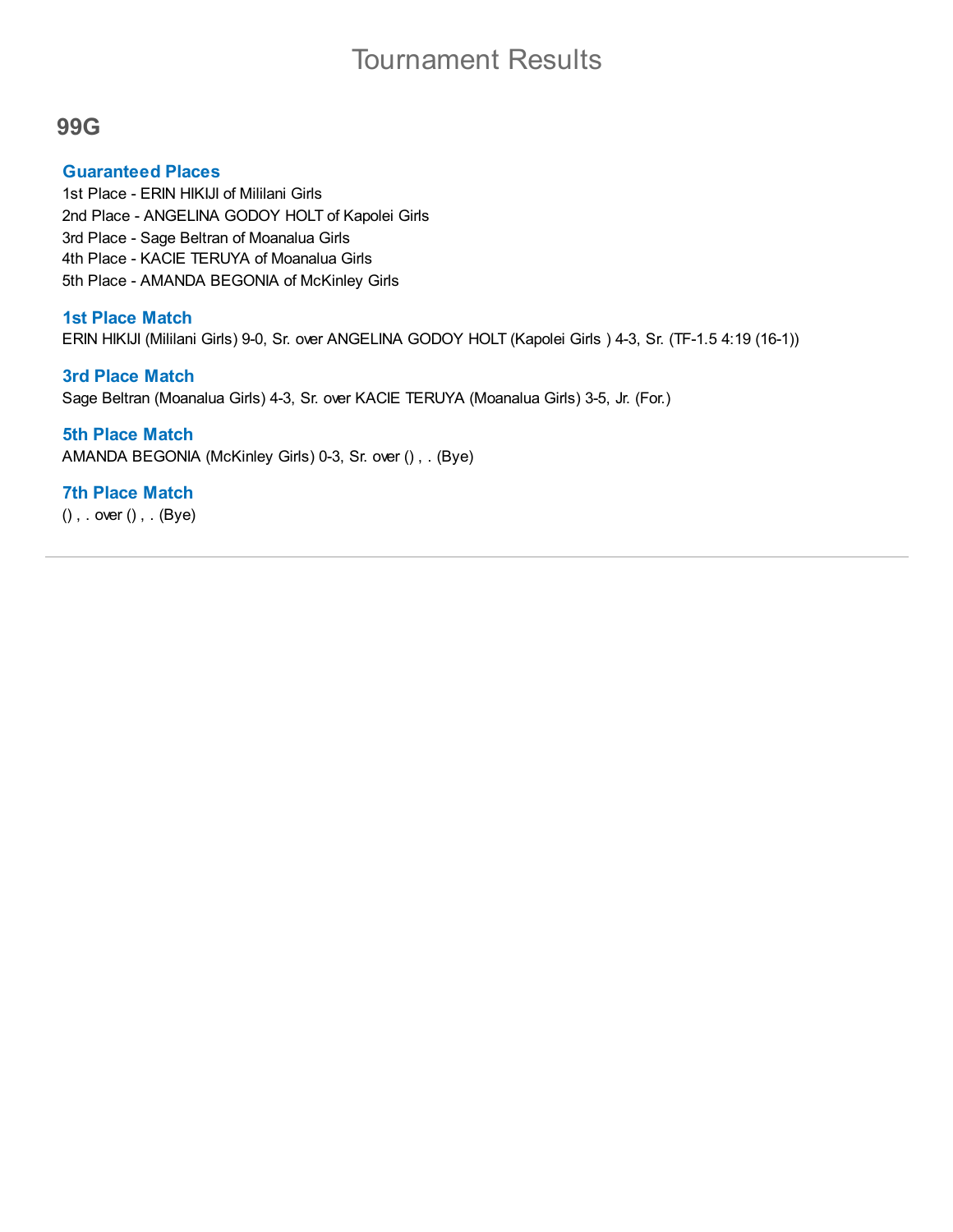# Tournament Results

## 99G

### Guaranteed Places

1st Place - ERIN HIKIJI of Mililani Girls
2nd Place - ANGELINA GODOY HOLT of Kapolei Girls
3rd Place - Sage Beltran of Moanalua Girls
4th Place - KACIE TERUYA of Moanalua Girls
5th Place - AMANDA BEGONIA of McKinley Girls

### 1st Place Match

ERIN HIKIJI (Mililani Girls) 9-0, Sr. over ANGELINA GODOY HOLT (Kapolei Girls ) 4-3, Sr. (TF-1.5 4:19 (16-1))

### 3rd Place Match

Sage Beltran (Moanalua Girls) 4-3, Sr. over KACIE TERUYA (Moanalua Girls) 3-5, Jr. (For.)

### 5th Place Match

AMANDA BEGONIA (McKinley Girls) 0-3, Sr. over () , . (Bye)

### 7th Place Match

() , . over () , . (Bye)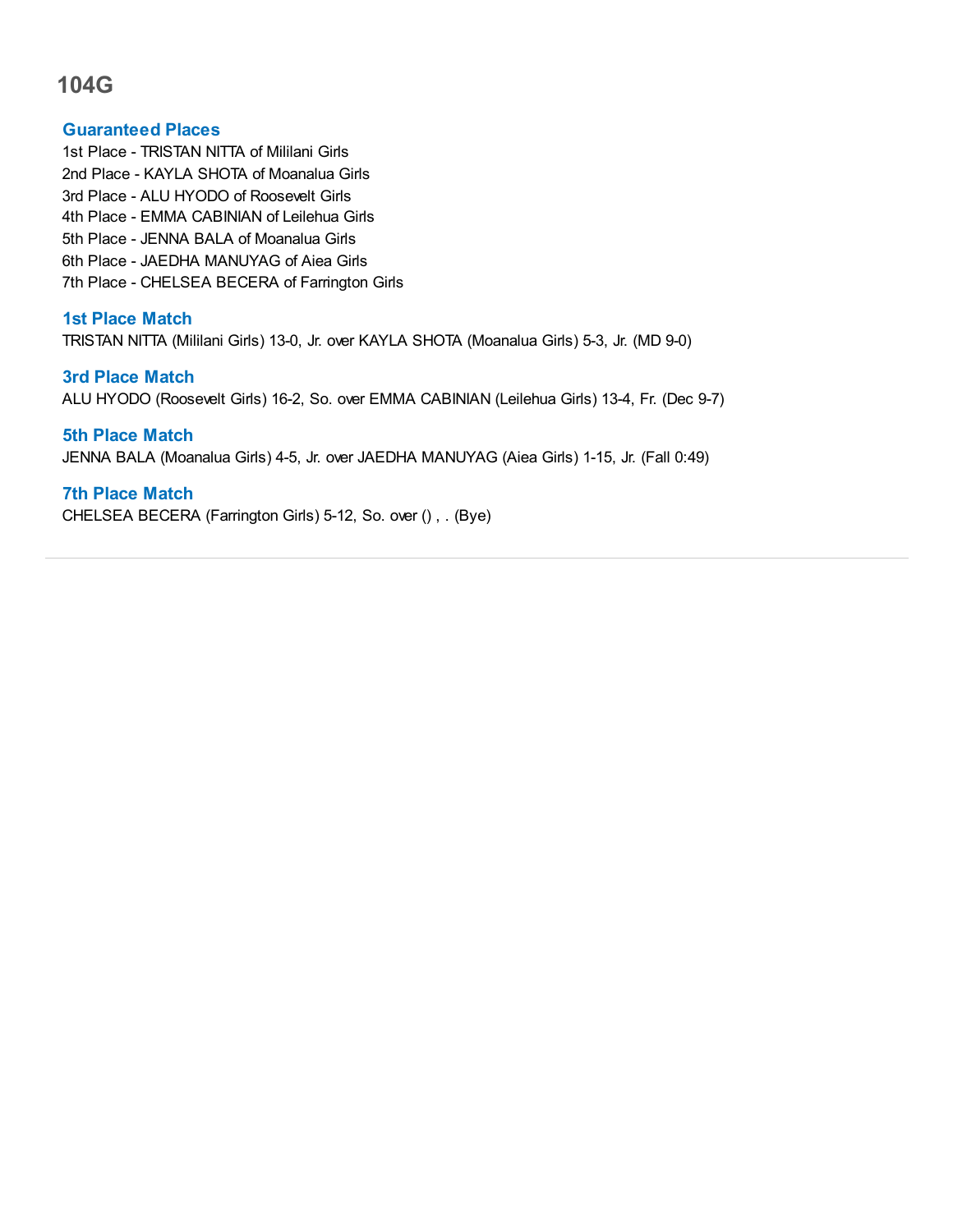# 104G

### Guaranteed Places

1st Place - TRISTAN NITTA of Mililani Girls
2nd Place - KAYLA SHOTA of Moanalua Girls
3rd Place - ALU HYODO of Roosevelt Girls
4th Place - EMMA CABINIAN of Leilehua Girls
5th Place - JENNA BALA of Moanalua Girls
6th Place - JAEDHA MANUYAG of Aiea Girls
7th Place - CHELSEA BECERA of Farrington Girls

### 1st Place Match

TRISTAN NITTA (Mililani Girls) 13-0, Jr. over KAYLA SHOTA (Moanalua Girls) 5-3, Jr. (MD 9-0)

### 3rd Place Match

ALU HYODO (Roosevelt Girls) 16-2, So. over EMMA CABINIAN (Leilehua Girls) 13-4, Fr. (Dec 9-7)

### 5th Place Match

JENNA BALA (Moanalua Girls) 4-5, Jr. over JAEDHA MANUYAG (Aiea Girls) 1-15, Jr. (Fall 0:49)

### 7th Place Match

CHELSEA BECERA (Farrington Girls) 5-12, So. over () , . (Bye)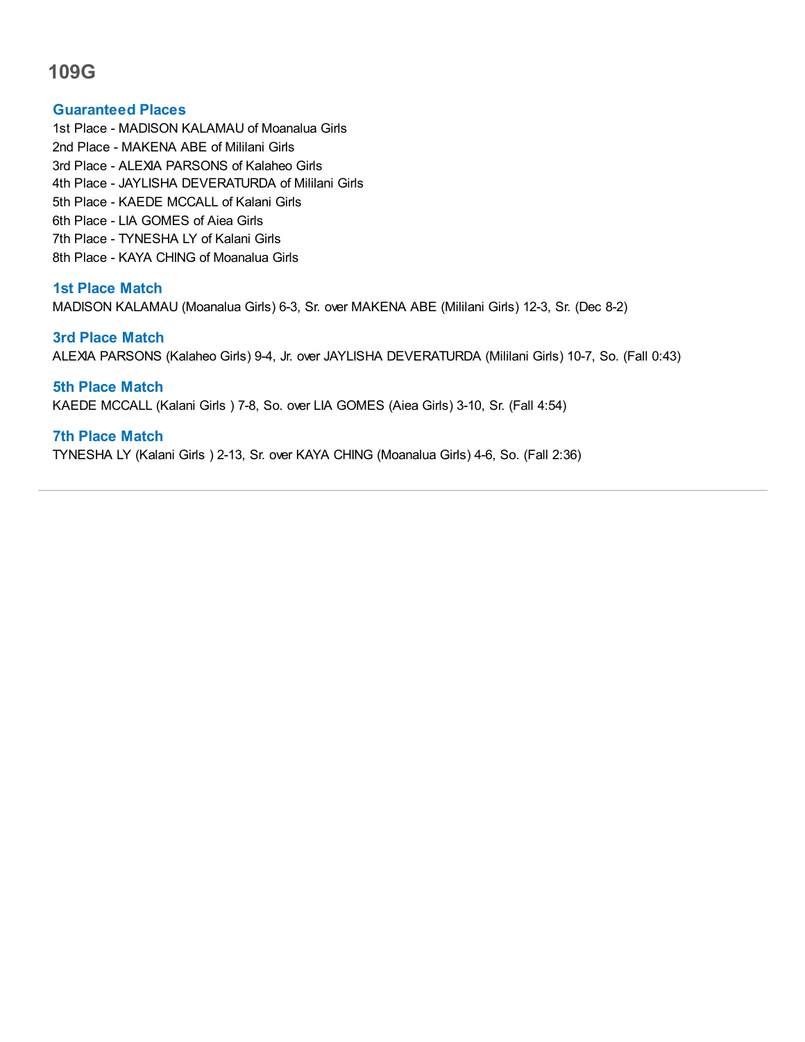# 109G

### Guaranteed Places

1st Place - MADISON KALAMAU of Moanalua Girls
2nd Place - MAKENA ABE of Mililani Girls
3rd Place - ALEXIA PARSONS of Kalaheo Girls
4th Place - JAYLISHA DEVERATURDA of Mililani Girls
5th Place - KAEDE MCCALL of Kalani Girls
6th Place - LIA GOMES of Aiea Girls
7th Place - TYNESHA LY of Kalani Girls
8th Place - KAYA CHING of Moanalua Girls

### 1st Place Match

MADISON KALAMAU (Moanalua Girls) 6-3, Sr. over MAKENA ABE (Mililani Girls) 12-3, Sr. (Dec 8-2)

### 3rd Place Match

ALEXIA PARSONS (Kalaheo Girls) 9-4, Jr. over JAYLISHA DEVERATURDA (Mililani Girls) 10-7, So. (Fall 0:43)

### 5th Place Match

KAEDE MCCALL (Kalani Girls ) 7-8, So. over LIA GOMES (Aiea Girls) 3-10, Sr. (Fall 4:54)

### 7th Place Match

TYNESHA LY (Kalani Girls ) 2-13, Sr. over KAYA CHING (Moanalua Girls) 4-6, So. (Fall 2:36)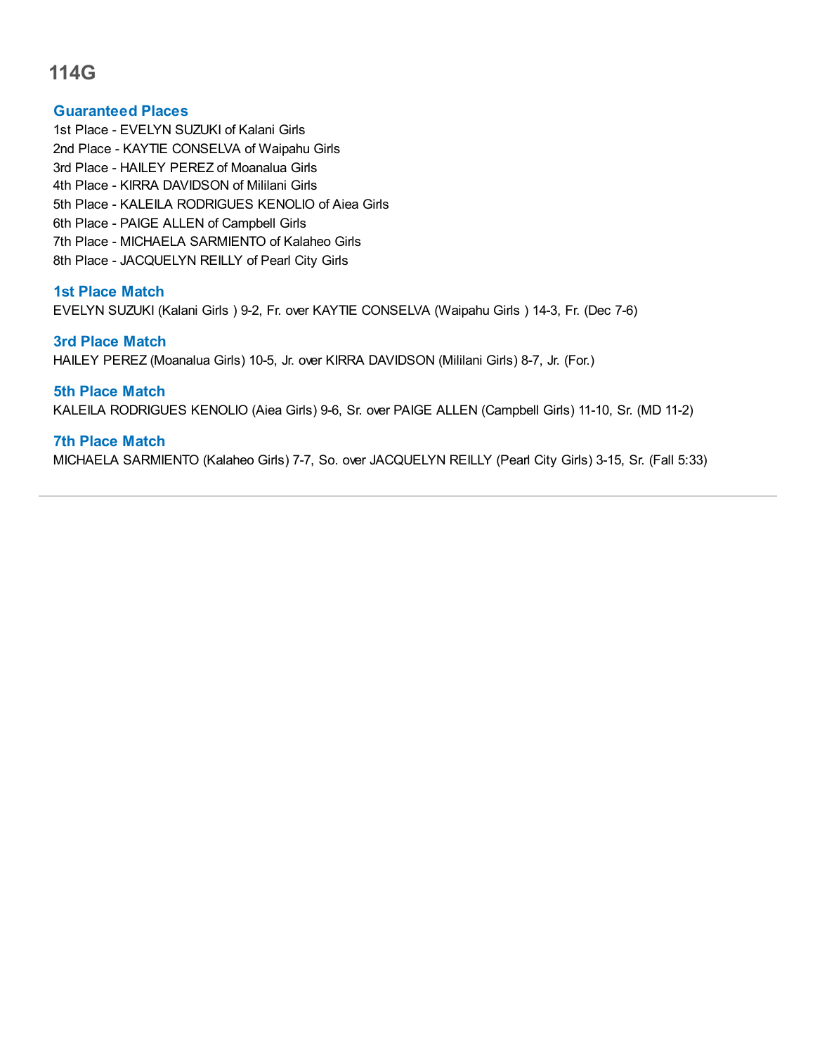# 114G

## Guaranteed Places

1st Place - EVELYN SUZUKI of Kalani Girls
2nd Place - KAYTIE CONSELVA of Waipahu Girls
3rd Place - HAILEY PEREZ of Moanalua Girls
4th Place - KIRRA DAVIDSON of Mililani Girls
5th Place - KALEILA RODRIGUES KENOLIO of Aiea Girls
6th Place - PAIGE ALLEN of Campbell Girls
7th Place - MICHAELA SARMIENTO of Kalaheo Girls
8th Place - JACQUELYN REILLY of Pearl City Girls

## 1st Place Match

EVELYN SUZUKI (Kalani Girls ) 9-2, Fr. over KAYTIE CONSELVA (Waipahu Girls ) 14-3, Fr. (Dec 7-6)

## 3rd Place Match

HAILEY PEREZ (Moanalua Girls) 10-5, Jr. over KIRRA DAVIDSON (Mililani Girls) 8-7, Jr. (For.)

## 5th Place Match

KALEILA RODRIGUES KENOLIO (Aiea Girls) 9-6, Sr. over PAIGE ALLEN (Campbell Girls) 11-10, Sr. (MD 11-2)

## 7th Place Match

MICHAELA SARMIENTO (Kalaheo Girls) 7-7, So. over JACQUELYN REILLY (Pearl City Girls) 3-15, Sr. (Fall 5:33)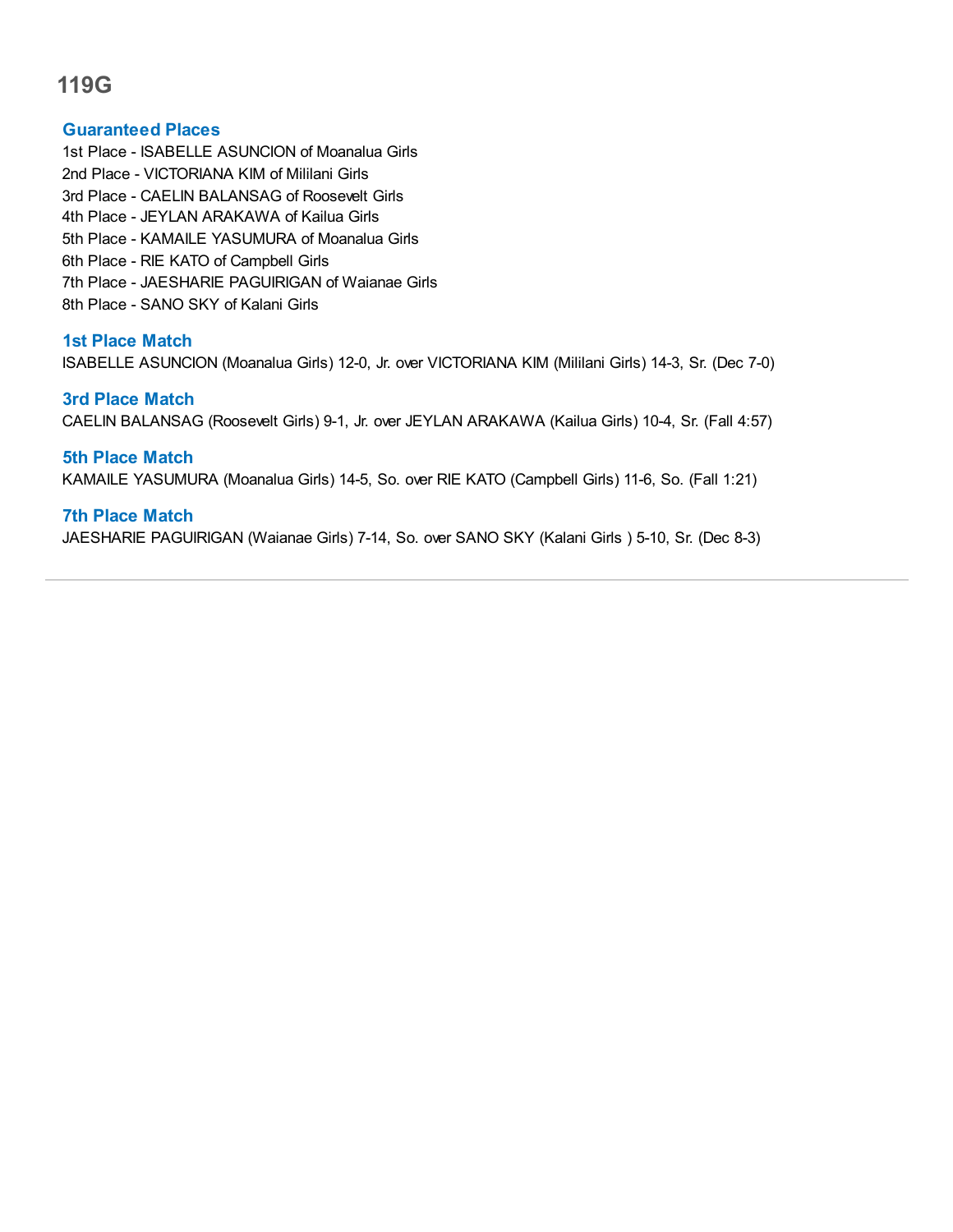# 119G

### Guaranteed Places

1st Place - ISABELLE ASUNCION of Moanalua Girls
2nd Place - VICTORIANA KIM of Mililani Girls
3rd Place - CAELIN BALANSAG of Roosevelt Girls
4th Place - JEYLAN ARAKAWA of Kailua Girls
5th Place - KAMAILE YASUMURA of Moanalua Girls
6th Place - RIE KATO of Campbell Girls
7th Place - JAESHARIE PAGUIRIGAN of Waianae Girls
8th Place - SANO SKY of Kalani Girls

### 1st Place Match

ISABELLE ASUNCION (Moanalua Girls) 12-0, Jr. over VICTORIANA KIM (Mililani Girls) 14-3, Sr. (Dec 7-0)

### 3rd Place Match

CAELIN BALANSAG (Roosevelt Girls) 9-1, Jr. over JEYLAN ARAKAWA (Kailua Girls) 10-4, Sr. (Fall 4:57)

### 5th Place Match

KAMAILE YASUMURA (Moanalua Girls) 14-5, So. over RIE KATO (Campbell Girls) 11-6, So. (Fall 1:21)

### 7th Place Match

JAESHARIE PAGUIRIGAN (Waianae Girls) 7-14, So. over SANO SKY (Kalani Girls ) 5-10, Sr. (Dec 8-3)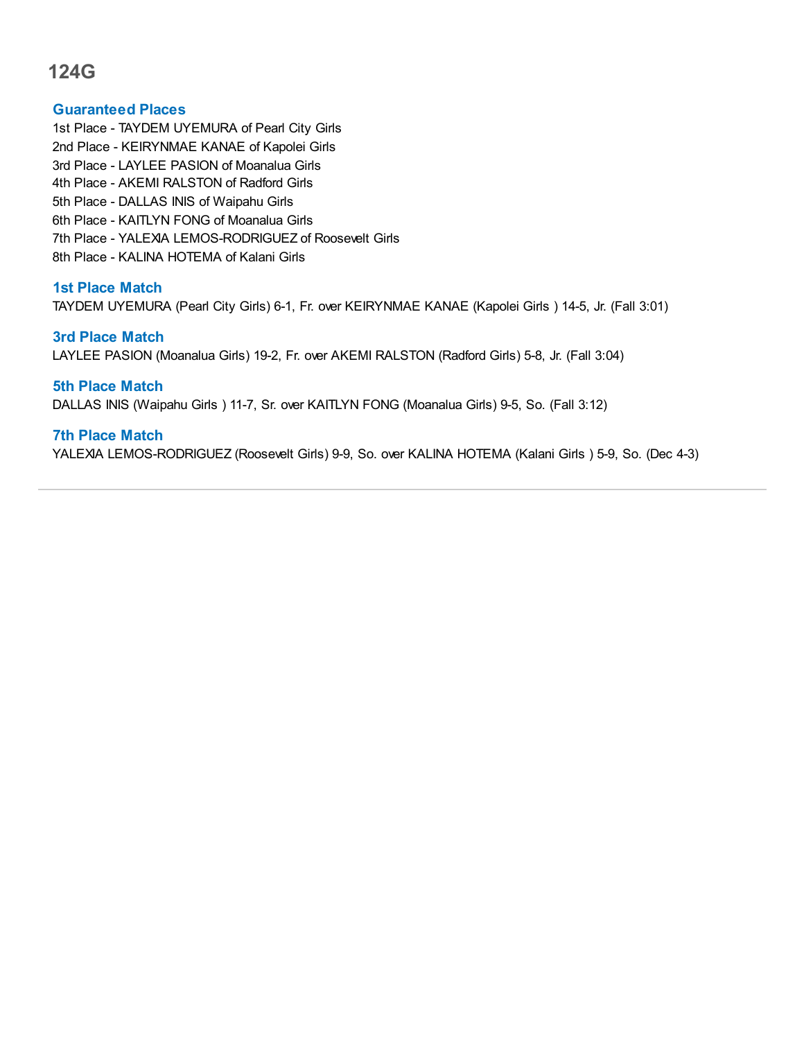# 124G

### Guaranteed Places

1st Place - TAYDEM UYEMURA of Pearl City Girls
2nd Place - KEIRYNMAE KANAE of Kapolei Girls
3rd Place - LAYLEE PASION of Moanalua Girls
4th Place - AKEMI RALSTON of Radford Girls
5th Place - DALLAS INIS of Waipahu Girls
6th Place - KAITLYN FONG of Moanalua Girls
7th Place - YALEXIA LEMOS-RODRIGUEZ of Roosevelt Girls
8th Place - KALINA HOTEMA of Kalani Girls

### 1st Place Match

TAYDEM UYEMURA (Pearl City Girls) 6-1, Fr. over KEIRYNMAE KANAE (Kapolei Girls ) 14-5, Jr. (Fall 3:01)

### 3rd Place Match

LAYLEE PASION (Moanalua Girls) 19-2, Fr. over AKEMI RALSTON (Radford Girls) 5-8, Jr. (Fall 3:04)

### 5th Place Match

DALLAS INIS (Waipahu Girls ) 11-7, Sr. over KAITLYN FONG (Moanalua Girls) 9-5, So. (Fall 3:12)

### 7th Place Match

YALEXIA LEMOS-RODRIGUEZ (Roosevelt Girls) 9-9, So. over KALINA HOTEMA (Kalani Girls ) 5-9, So. (Dec 4-3)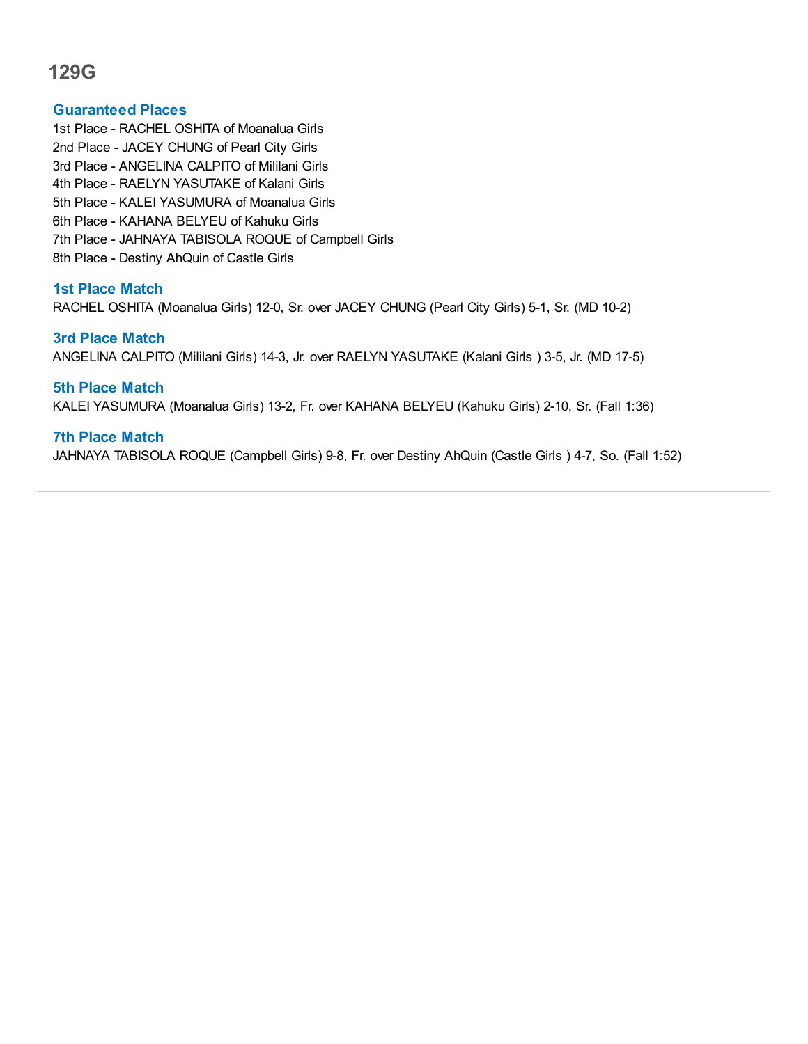# 129G

## Guaranteed Places

1st Place - RACHEL OSHITA of Moanalua Girls
2nd Place - JACEY CHUNG of Pearl City Girls
3rd Place - ANGELINA CALPITO of Mililani Girls
4th Place - RAELYN YASUTAKE of Kalani Girls
5th Place - KALEI YASUMURA of Moanalua Girls
6th Place - KAHANA BELYEU of Kahuku Girls
7th Place - JAHNAYA TABISOLA ROQUE of Campbell Girls
8th Place - Destiny AhQuin of Castle Girls

## 1st Place Match

RACHEL OSHITA (Moanalua Girls) 12-0, Sr. over JACEY CHUNG (Pearl City Girls) 5-1, Sr. (MD 10-2)

## 3rd Place Match

ANGELINA CALPITO (Mililani Girls) 14-3, Jr. over RAELYN YASUTAKE (Kalani Girls ) 3-5, Jr. (MD 17-5)

## 5th Place Match

KALEI YASUMURA (Moanalua Girls) 13-2, Fr. over KAHANA BELYEU (Kahuku Girls) 2-10, Sr. (Fall 1:36)

## 7th Place Match

JAHNAYA TABISOLA ROQUE (Campbell Girls) 9-8, Fr. over Destiny AhQuin (Castle Girls ) 4-7, So. (Fall 1:52)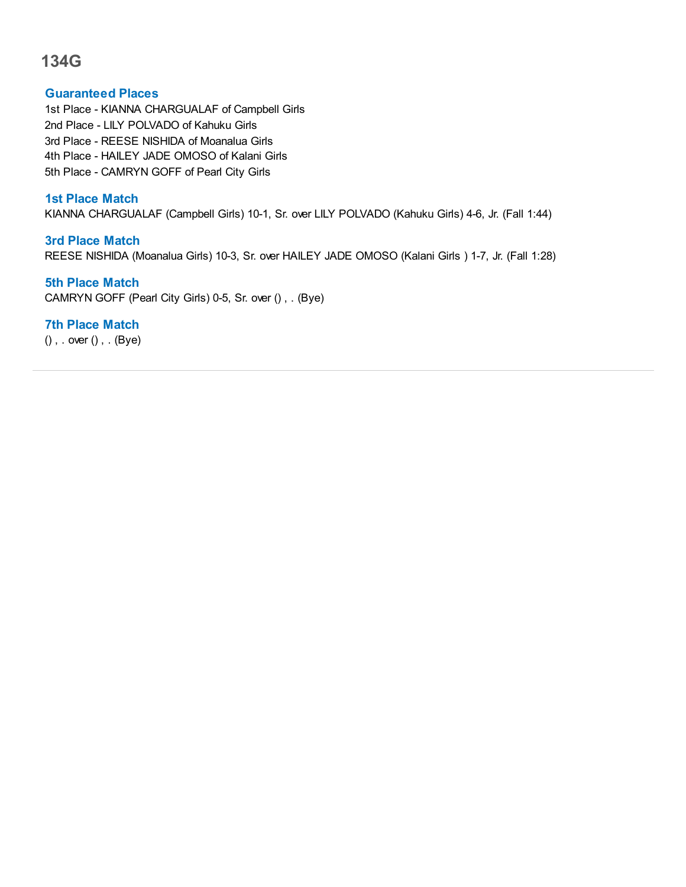# 134G

### Guaranteed Places

1st Place - KIANNA CHARGUALAF of Campbell Girls
2nd Place - LILY POLVADO of Kahuku Girls
3rd Place - REESE NISHIDA of Moanalua Girls
4th Place - HAILEY JADE OMOSO of Kalani Girls
5th Place - CAMRYN GOFF of Pearl City Girls

### 1st Place Match

KIANNA CHARGUALAF (Campbell Girls) 10-1, Sr. over LILY POLVADO (Kahuku Girls) 4-6, Jr. (Fall 1:44)

### 3rd Place Match

REESE NISHIDA (Moanalua Girls) 10-3, Sr. over HAILEY JADE OMOSO (Kalani Girls ) 1-7, Jr. (Fall 1:28)

### 5th Place Match

CAMRYN GOFF (Pearl City Girls) 0-5, Sr. over () , . (Bye)

### 7th Place Match

() , . over () , . (Bye)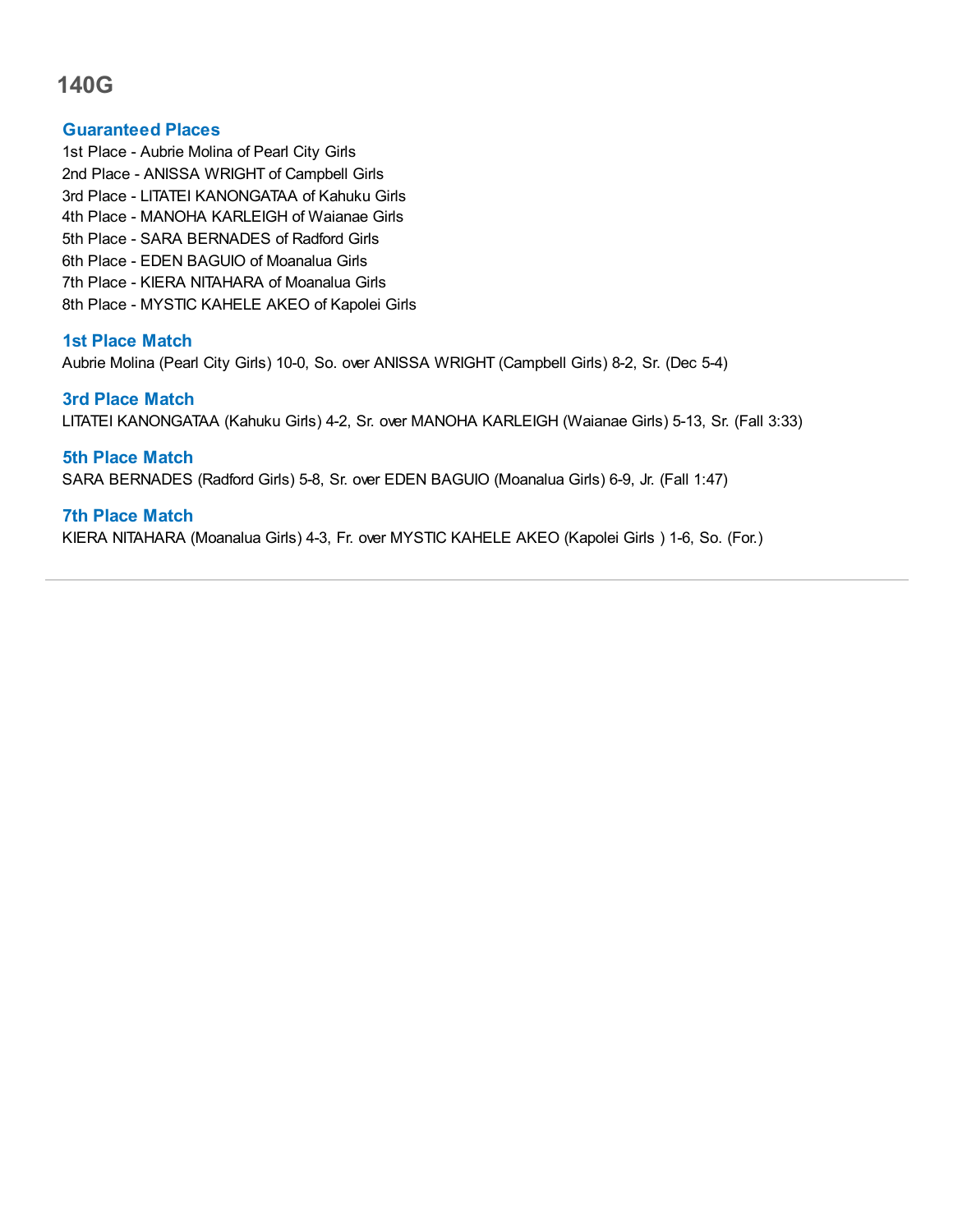# 140G

### Guaranteed Places

1st Place - Aubrie Molina of Pearl City Girls
2nd Place - ANISSA WRIGHT of Campbell Girls
3rd Place - LITATEI KANONGATAA of Kahuku Girls
4th Place - MANOHA KARLEIGH of Waianae Girls
5th Place - SARA BERNADES of Radford Girls
6th Place - EDEN BAGUIO of Moanalua Girls
7th Place - KIERA NITAHARA of Moanalua Girls
8th Place - MYSTIC KAHELE AKEO of Kapolei Girls

### 1st Place Match

Aubrie Molina (Pearl City Girls) 10-0, So. over ANISSA WRIGHT (Campbell Girls) 8-2, Sr. (Dec 5-4)

### 3rd Place Match

LITATEI KANONGATAA (Kahuku Girls) 4-2, Sr. over MANOHA KARLEIGH (Waianae Girls) 5-13, Sr. (Fall 3:33)

### 5th Place Match

SARA BERNADES (Radford Girls) 5-8, Sr. over EDEN BAGUIO (Moanalua Girls) 6-9, Jr. (Fall 1:47)

### 7th Place Match

KIERA NITAHARA (Moanalua Girls) 4-3, Fr. over MYSTIC KAHELE AKEO (Kapolei Girls ) 1-6, So. (For.)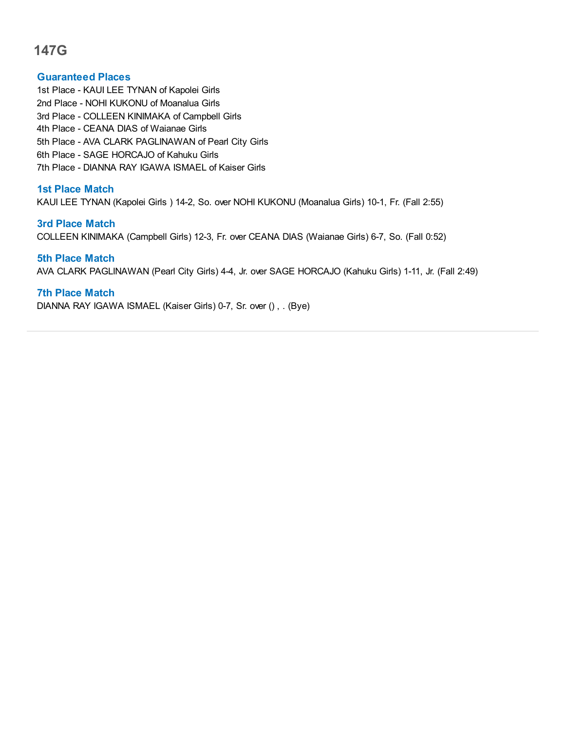# 147G

## Guaranteed Places

1st Place - KAUI LEE TYNAN of Kapolei Girls
2nd Place - NOHI KUKONU of Moanalua Girls
3rd Place - COLLEEN KINIMAKA of Campbell Girls
4th Place - CEANA DIAS of Waianae Girls
5th Place - AVA CLARK PAGLINAWAN of Pearl City Girls
6th Place - SAGE HORCAJO of Kahuku Girls
7th Place - DIANNA RAY IGAWA ISMAEL of Kaiser Girls

## 1st Place Match

KAUI LEE TYNAN (Kapolei Girls ) 14-2, So. over NOHI KUKONU (Moanalua Girls) 10-1, Fr. (Fall 2:55)

## 3rd Place Match

COLLEEN KINIMAKA (Campbell Girls) 12-3, Fr. over CEANA DIAS (Waianae Girls) 6-7, So. (Fall 0:52)

## 5th Place Match

AVA CLARK PAGLINAWAN (Pearl City Girls) 4-4, Jr. over SAGE HORCAJO (Kahuku Girls) 1-11, Jr. (Fall 2:49)

## 7th Place Match

DIANNA RAY IGAWA ISMAEL (Kaiser Girls) 0-7, Sr. over () , . (Bye)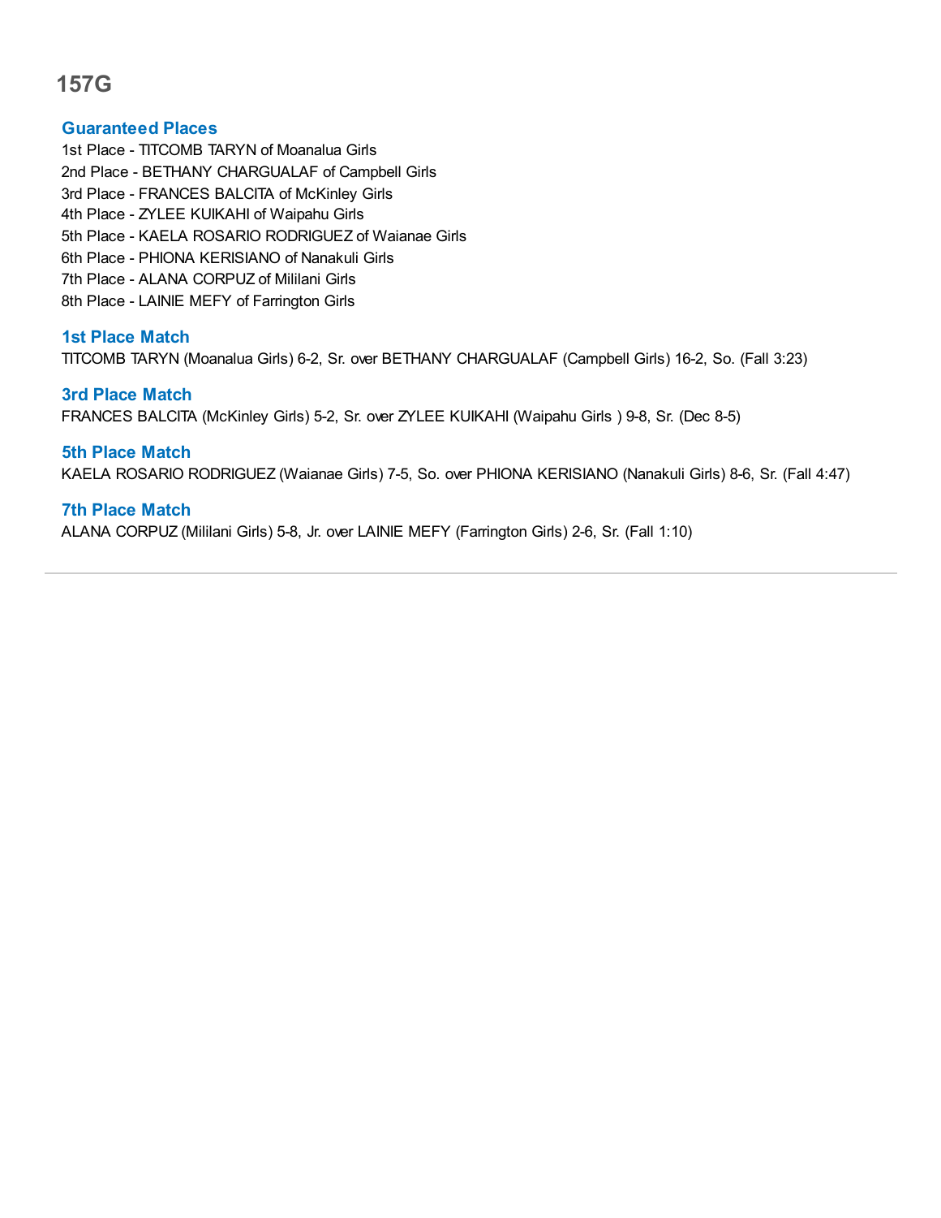# 157G

## Guaranteed Places

1st Place - TITCOMB TARYN of Moanalua Girls
2nd Place - BETHANY CHARGUALAF of Campbell Girls
3rd Place - FRANCES BALCITA of McKinley Girls
4th Place - ZYLEE KUIKAHI of Waipahu Girls
5th Place - KAELA ROSARIO RODRIGUEZ of Waianae Girls
6th Place - PHIONA KERISIANO of Nanakuli Girls
7th Place - ALANA CORPUZ of Mililani Girls
8th Place - LAINIE MEFY of Farrington Girls

## 1st Place Match

TITCOMB TARYN (Moanalua Girls) 6-2, Sr. over BETHANY CHARGUALAF (Campbell Girls) 16-2, So. (Fall 3:23)

## 3rd Place Match

FRANCES BALCITA (McKinley Girls) 5-2, Sr. over ZYLEE KUIKAHI (Waipahu Girls ) 9-8, Sr. (Dec 8-5)

## 5th Place Match

KAELA ROSARIO RODRIGUEZ (Waianae Girls) 7-5, So. over PHIONA KERISIANO (Nanakuli Girls) 8-6, Sr. (Fall 4:47)

## 7th Place Match

ALANA CORPUZ (Mililani Girls) 5-8, Jr. over LAINIE MEFY (Farrington Girls) 2-6, Sr. (Fall 1:10)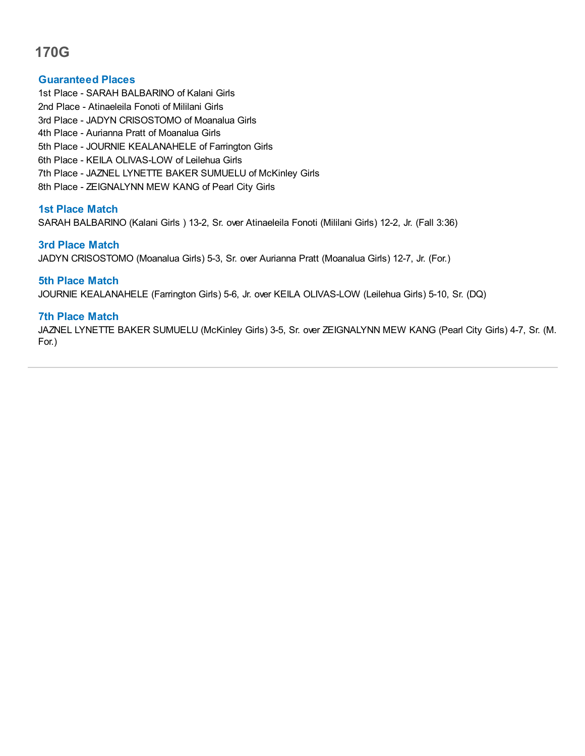# 170G

### Guaranteed Places

1st Place - SARAH BALBARINO of Kalani Girls
2nd Place - Atinaeleila Fonoti of Mililani Girls
3rd Place - JADYN CRISOSTOMO of Moanalua Girls
4th Place - Aurianna Pratt of Moanalua Girls
5th Place - JOURNIE KEALANAHELE of Farrington Girls
6th Place - KEILA OLIVAS-LOW of Leilehua Girls
7th Place - JAZNEL LYNETTE BAKER SUMUELU of McKinley Girls
8th Place - ZEIGNALYNN MEW KANG of Pearl City Girls

### 1st Place Match

SARAH BALBARINO (Kalani Girls ) 13-2, Sr. over Atinaeleila Fonoti (Mililani Girls) 12-2, Jr. (Fall 3:36)

### 3rd Place Match

JADYN CRISOSTOMO (Moanalua Girls) 5-3, Sr. over Aurianna Pratt (Moanalua Girls) 12-7, Jr. (For.)

### 5th Place Match

JOURNIE KEALANAHELE (Farrington Girls) 5-6, Jr. over KEILA OLIVAS-LOW (Leilehua Girls) 5-10, Sr. (DQ)

### 7th Place Match

JAZNEL LYNETTE BAKER SUMUELU (McKinley Girls) 3-5, Sr. over ZEIGNALYNN MEW KANG (Pearl City Girls) 4-7, Sr. (M. For.)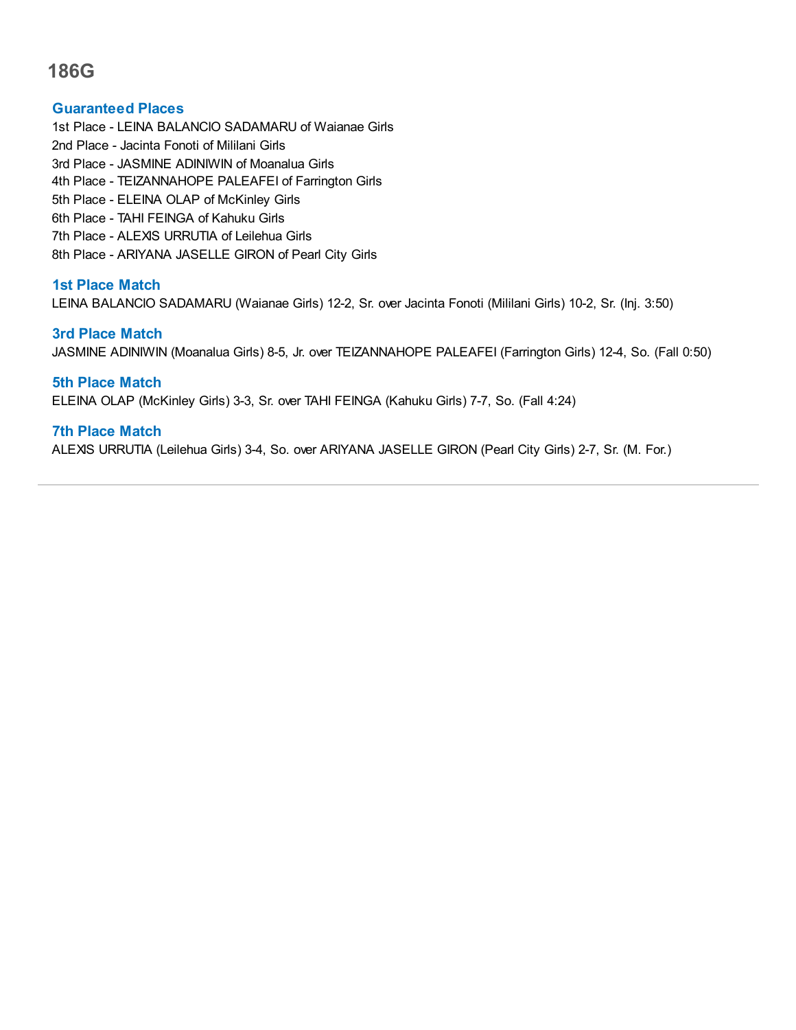# 186G

## Guaranteed Places

1st Place - LEINA BALANCIO SADAMARU of Waianae Girls
2nd Place - Jacinta Fonoti of Mililani Girls
3rd Place - JASMINE ADINIWIN of Moanalua Girls
4th Place - TEIZANNAHOPE PALEAFEI of Farrington Girls
5th Place - ELEINA OLAP of McKinley Girls
6th Place - TAHI FEINGA of Kahuku Girls
7th Place - ALEXIS URRUTIA of Leilehua Girls
8th Place - ARIYANA JASELLE GIRON of Pearl City Girls

## 1st Place Match

LEINA BALANCIO SADAMARU (Waianae Girls) 12-2, Sr. over Jacinta Fonoti (Mililani Girls) 10-2, Sr. (Inj. 3:50)

## 3rd Place Match

JASMINE ADINIWIN (Moanalua Girls) 8-5, Jr. over TEIZANNAHOPE PALEAFEI (Farrington Girls) 12-4, So. (Fall 0:50)

## 5th Place Match

ELEINA OLAP (McKinley Girls) 3-3, Sr. over TAHI FEINGA (Kahuku Girls) 7-7, So. (Fall 4:24)

## 7th Place Match

ALEXIS URRUTIA (Leilehua Girls) 3-4, So. over ARIYANA JASELLE GIRON (Pearl City Girls) 2-7, Sr. (M. For.)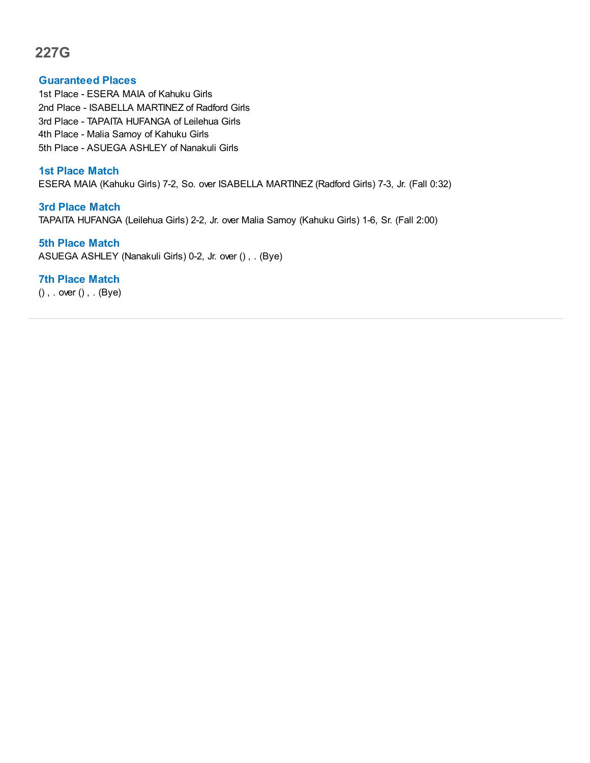## 227G

### Guaranteed Places

1st Place - ESERA MAIA of Kahuku Girls
2nd Place - ISABELLA MARTINEZ of Radford Girls
3rd Place - TAPAITA HUFANGA of Leilehua Girls
4th Place - Malia Samoy of Kahuku Girls
5th Place - ASUEGA ASHLEY of Nanakuli Girls

### 1st Place Match

ESERA MAIA (Kahuku Girls) 7-2, So. over ISABELLA MARTINEZ (Radford Girls) 7-3, Jr. (Fall 0:32)

### 3rd Place Match

TAPAITA HUFANGA (Leilehua Girls) 2-2, Jr. over Malia Samoy (Kahuku Girls) 1-6, Sr. (Fall 2:00)

### 5th Place Match

ASUEGA ASHLEY (Nanakuli Girls) 0-2, Jr. over () , . (Bye)

### 7th Place Match

() , . over () , . (Bye)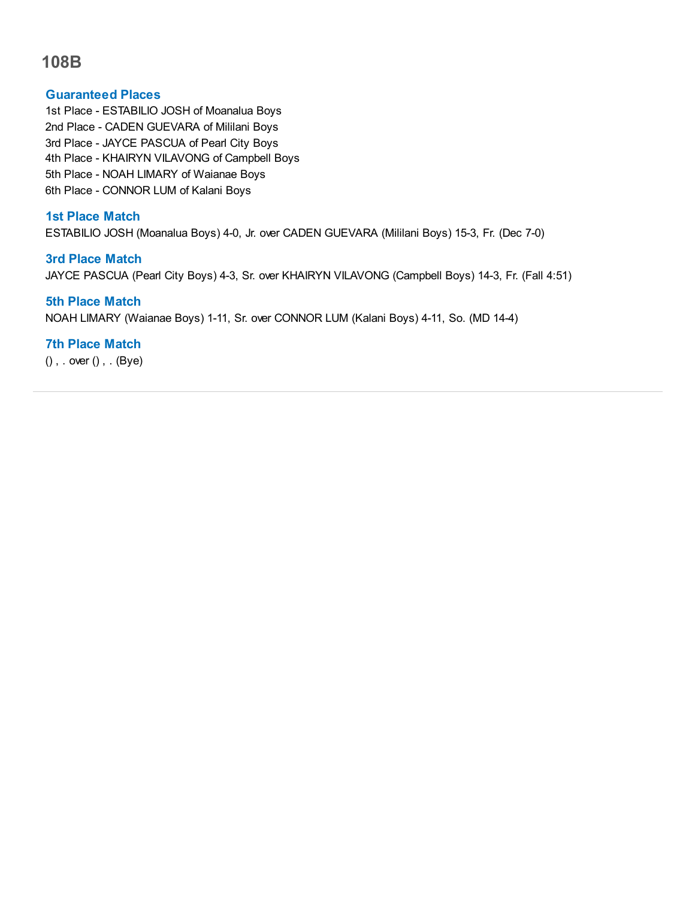# 108B

## Guaranteed Places

1st Place - ESTABILIO JOSH of Moanalua Boys
2nd Place - CADEN GUEVARA of Mililani Boys
3rd Place - JAYCE PASCUA of Pearl City Boys
4th Place - KHAIRYN VILAVONG of Campbell Boys
5th Place - NOAH LIMARY of Waianae Boys
6th Place - CONNOR LUM of Kalani Boys

## 1st Place Match

ESTABILIO JOSH (Moanalua Boys) 4-0, Jr. over CADEN GUEVARA (Mililani Boys) 15-3, Fr. (Dec 7-0)

## 3rd Place Match

JAYCE PASCUA (Pearl City Boys) 4-3, Sr. over KHAIRYN VILAVONG (Campbell Boys) 14-3, Fr. (Fall 4:51)

## 5th Place Match

NOAH LIMARY (Waianae Boys) 1-11, Sr. over CONNOR LUM (Kalani Boys) 4-11, So. (MD 14-4)

## 7th Place Match

() , . over () , . (Bye)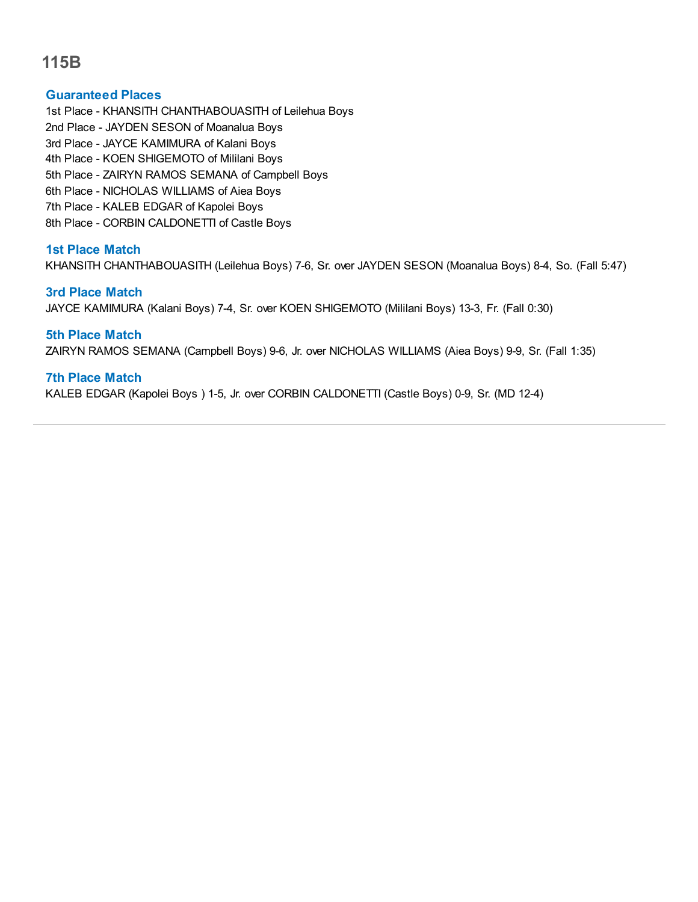# 115B

## Guaranteed Places

1st Place - KHANSITH CHANTHABOUASITH of Leilehua Boys
2nd Place - JAYDEN SESON of Moanalua Boys
3rd Place - JAYCE KAMIMURA of Kalani Boys
4th Place - KOEN SHIGEMOTO of Mililani Boys
5th Place - ZAIRYN RAMOS SEMANA of Campbell Boys
6th Place - NICHOLAS WILLIAMS of Aiea Boys
7th Place - KALEB EDGAR of Kapolei Boys
8th Place - CORBIN CALDONETTI of Castle Boys

## 1st Place Match

KHANSITH CHANTHABOUASITH (Leilehua Boys) 7-6, Sr. over JAYDEN SESON (Moanalua Boys) 8-4, So. (Fall 5:47)

## 3rd Place Match

JAYCE KAMIMURA (Kalani Boys) 7-4, Sr. over KOEN SHIGEMOTO (Mililani Boys) 13-3, Fr. (Fall 0:30)

## 5th Place Match

ZAIRYN RAMOS SEMANA (Campbell Boys) 9-6, Jr. over NICHOLAS WILLIAMS (Aiea Boys) 9-9, Sr. (Fall 1:35)

## 7th Place Match

KALEB EDGAR (Kapolei Boys ) 1-5, Jr. over CORBIN CALDONETTI (Castle Boys) 0-9, Sr. (MD 12-4)

---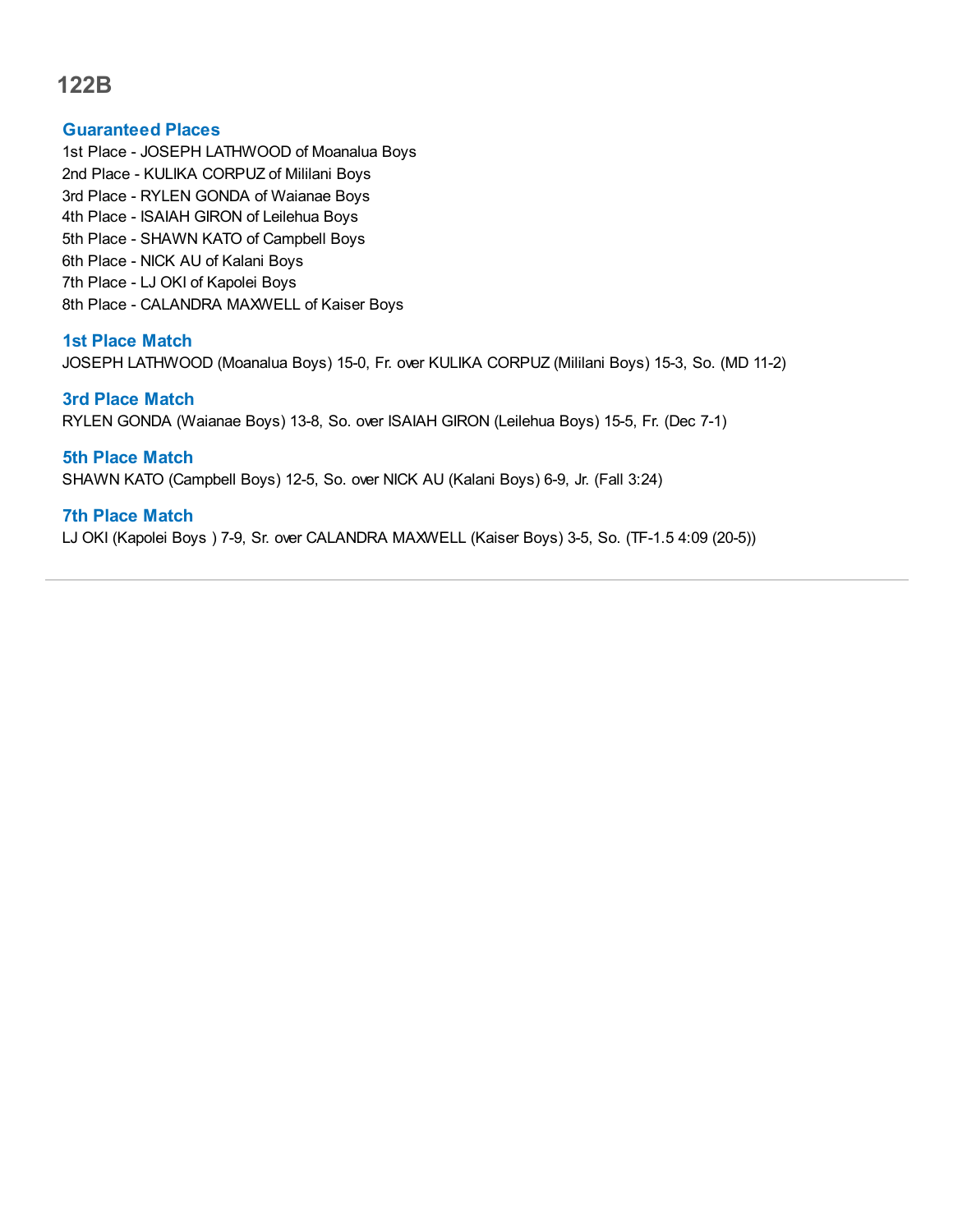# 122B

### Guaranteed Places

1st Place - JOSEPH LATHWOOD of Moanalua Boys
2nd Place - KULIKA CORPUZ of Mililani Boys
3rd Place - RYLEN GONDA of Waianae Boys
4th Place - ISAIAH GIRON of Leilehua Boys
5th Place - SHAWN KATO of Campbell Boys
6th Place - NICK AU of Kalani Boys
7th Place - LJ OKI of Kapolei Boys
8th Place - CALANDRA MAXWELL of Kaiser Boys

### 1st Place Match

JOSEPH LATHWOOD (Moanalua Boys) 15-0, Fr. over KULIKA CORPUZ (Mililani Boys) 15-3, So. (MD 11-2)

### 3rd Place Match

RYLEN GONDA (Waianae Boys) 13-8, So. over ISAIAH GIRON (Leilehua Boys) 15-5, Fr. (Dec 7-1)

### 5th Place Match

SHAWN KATO (Campbell Boys) 12-5, So. over NICK AU (Kalani Boys) 6-9, Jr. (Fall 3:24)

### 7th Place Match

LJ OKI (Kapolei Boys ) 7-9, Sr. over CALANDRA MAXWELL (Kaiser Boys) 3-5, So. (TF-1.5 4:09 (20-5))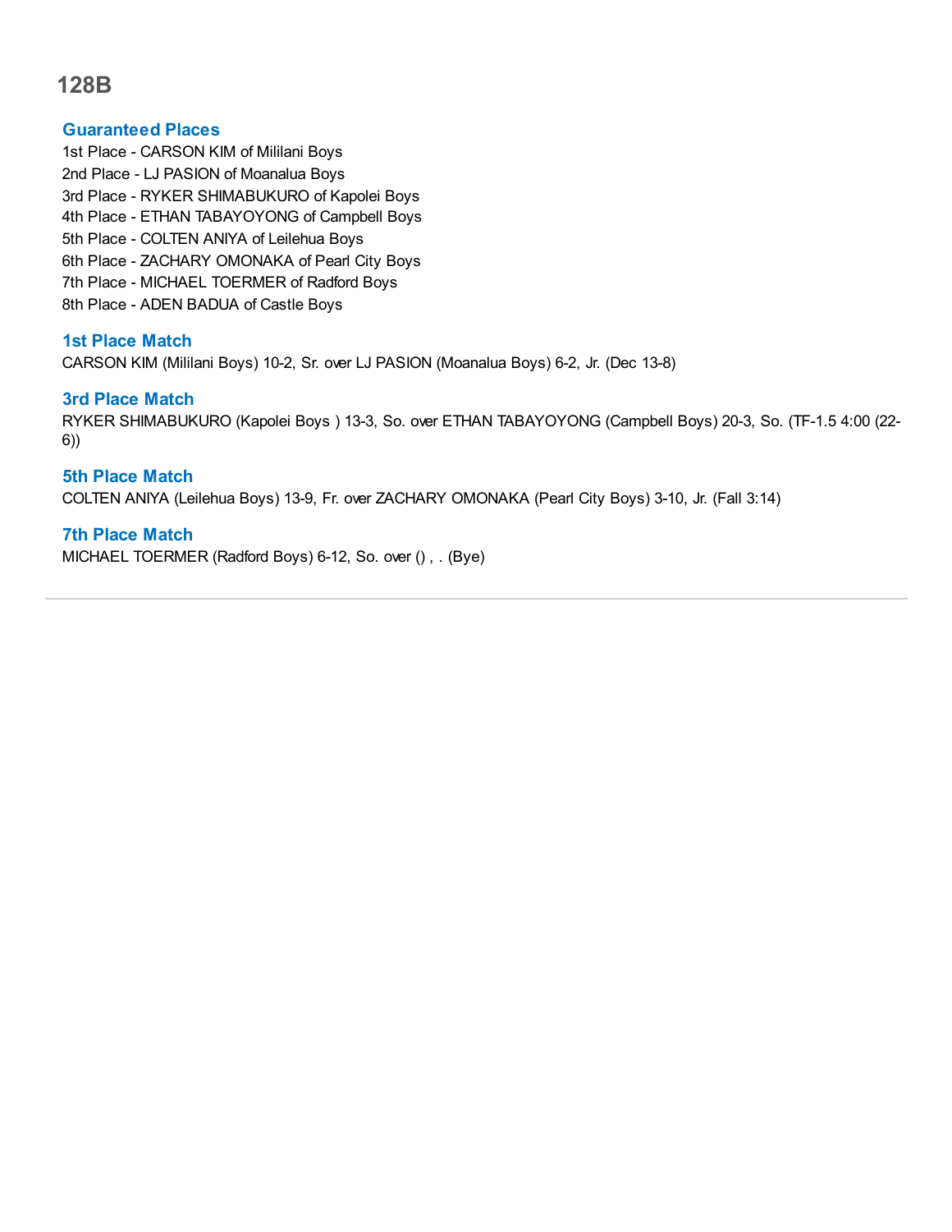# 128B

### Guaranteed Places

1st Place - CARSON KIM of Mililani Boys
2nd Place - LJ PASION of Moanalua Boys
3rd Place - RYKER SHIMABUKURO of Kapolei Boys
4th Place - ETHAN TABAYOYONG of Campbell Boys
5th Place - COLTEN ANIYA of Leilehua Boys
6th Place - ZACHARY OMONAKA of Pearl City Boys
7th Place - MICHAEL TOERMER of Radford Boys
8th Place - ADEN BADUA of Castle Boys

### 1st Place Match

CARSON KIM (Mililani Boys) 10-2, Sr. over LJ PASION (Moanalua Boys) 6-2, Jr. (Dec 13-8)

### 3rd Place Match

RYKER SHIMABUKURO (Kapolei Boys ) 13-3, So. over ETHAN TABAYOYONG (Campbell Boys) 20-3, So. (TF-1.5 4:00 (22-6))

### 5th Place Match

COLTEN ANIYA (Leilehua Boys) 13-9, Fr. over ZACHARY OMONAKA (Pearl City Boys) 3-10, Jr. (Fall 3:14)

### 7th Place Match

MICHAEL TOERMER (Radford Boys) 6-12, So. over () , . (Bye)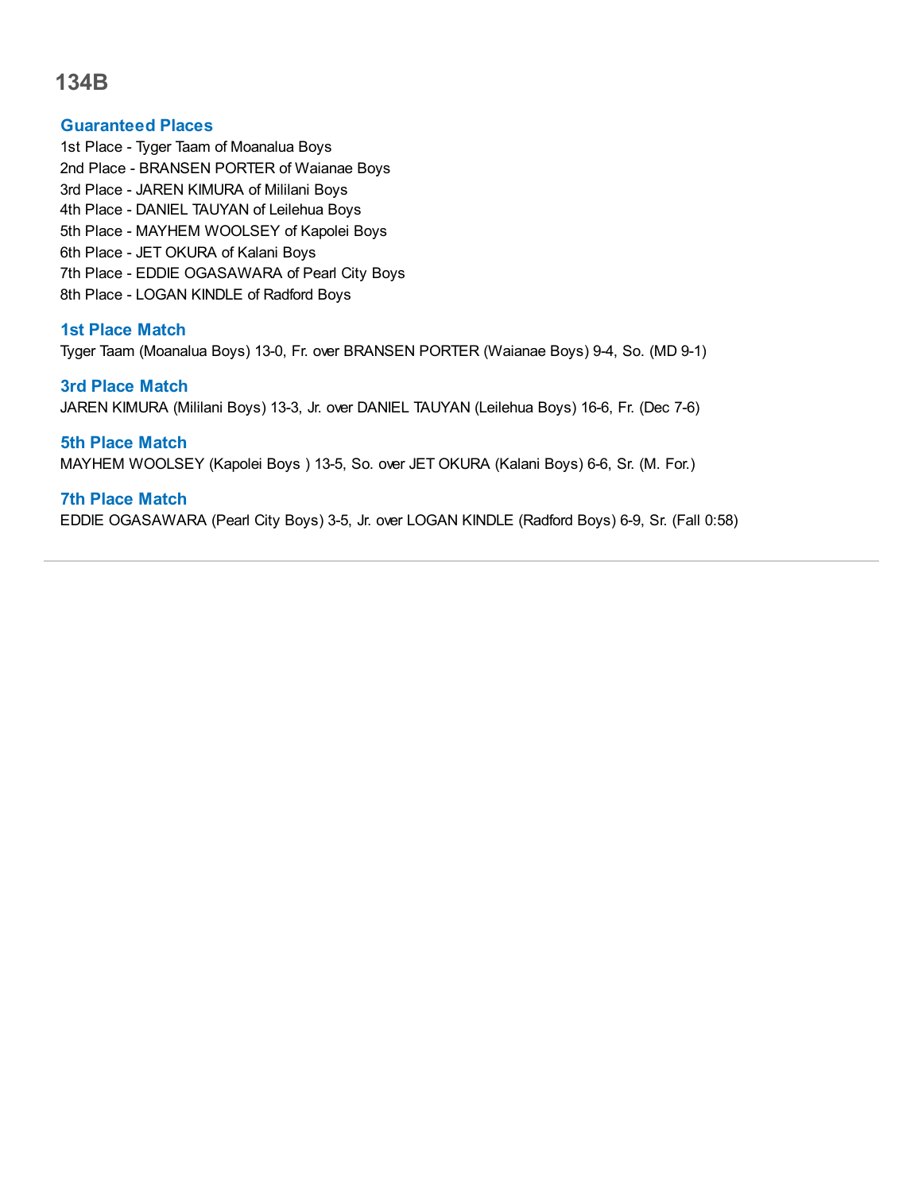# 134B

## Guaranteed Places

1st Place - Tyger Taam of Moanalua Boys
2nd Place - BRANSEN PORTER of Waianae Boys
3rd Place - JAREN KIMURA of Mililani Boys
4th Place - DANIEL TAUYAN of Leilehua Boys
5th Place - MAYHEM WOOLSEY of Kapolei Boys
6th Place - JET OKURA of Kalani Boys
7th Place - EDDIE OGASAWARA of Pearl City Boys
8th Place - LOGAN KINDLE of Radford Boys

## 1st Place Match

Tyger Taam (Moanalua Boys) 13-0, Fr. over BRANSEN PORTER (Waianae Boys) 9-4, So. (MD 9-1)

## 3rd Place Match

JAREN KIMURA (Mililani Boys) 13-3, Jr. over DANIEL TAUYAN (Leilehua Boys) 16-6, Fr. (Dec 7-6)

## 5th Place Match

MAYHEM WOOLSEY (Kapolei Boys ) 13-5, So. over JET OKURA (Kalani Boys) 6-6, Sr. (M. For.)

## 7th Place Match

EDDIE OGASAWARA (Pearl City Boys) 3-5, Jr. over LOGAN KINDLE (Radford Boys) 6-9, Sr. (Fall 0:58)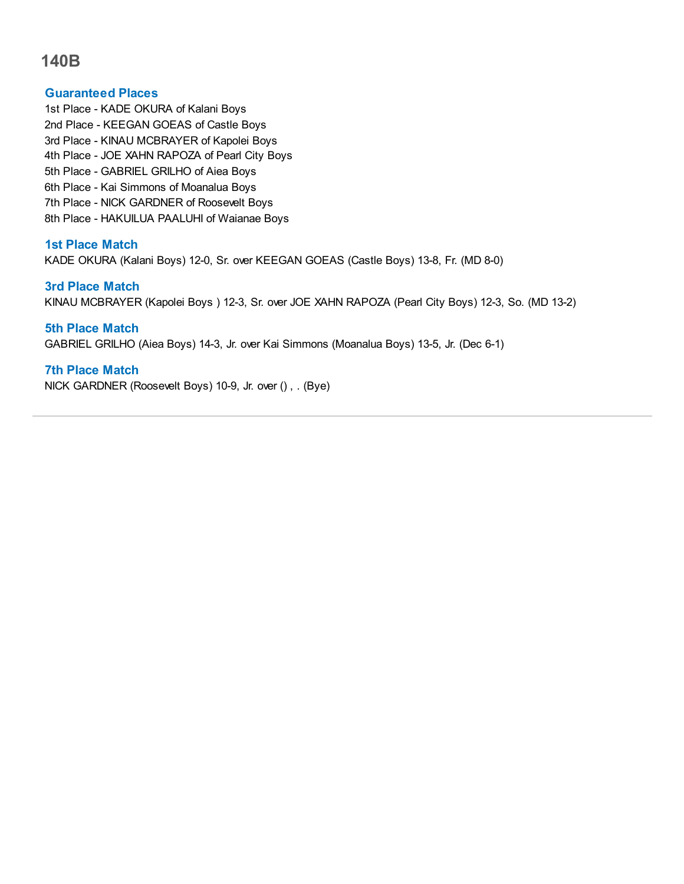# 140B

## Guaranteed Places

1st Place - KADE OKURA of Kalani Boys
2nd Place - KEEGAN GOEAS of Castle Boys
3rd Place - KINAU MCBRAYER of Kapolei Boys
4th Place - JOE XAHN RAPOZA of Pearl City Boys
5th Place - GABRIEL GRILHO of Aiea Boys
6th Place - Kai Simmons of Moanalua Boys
7th Place - NICK GARDNER of Roosevelt Boys
8th Place - HAKUILUA PAALUHI of Waianae Boys

## 1st Place Match

KADE OKURA (Kalani Boys) 12-0, Sr. over KEEGAN GOEAS (Castle Boys) 13-8, Fr. (MD 8-0)

## 3rd Place Match

KINAU MCBRAYER (Kapolei Boys ) 12-3, Sr. over JOE XAHN RAPOZA (Pearl City Boys) 12-3, So. (MD 13-2)

## 5th Place Match

GABRIEL GRILHO (Aiea Boys) 14-3, Jr. over Kai Simmons (Moanalua Boys) 13-5, Jr. (Dec 6-1)

## 7th Place Match

NICK GARDNER (Roosevelt Boys) 10-9, Jr. over () , . (Bye)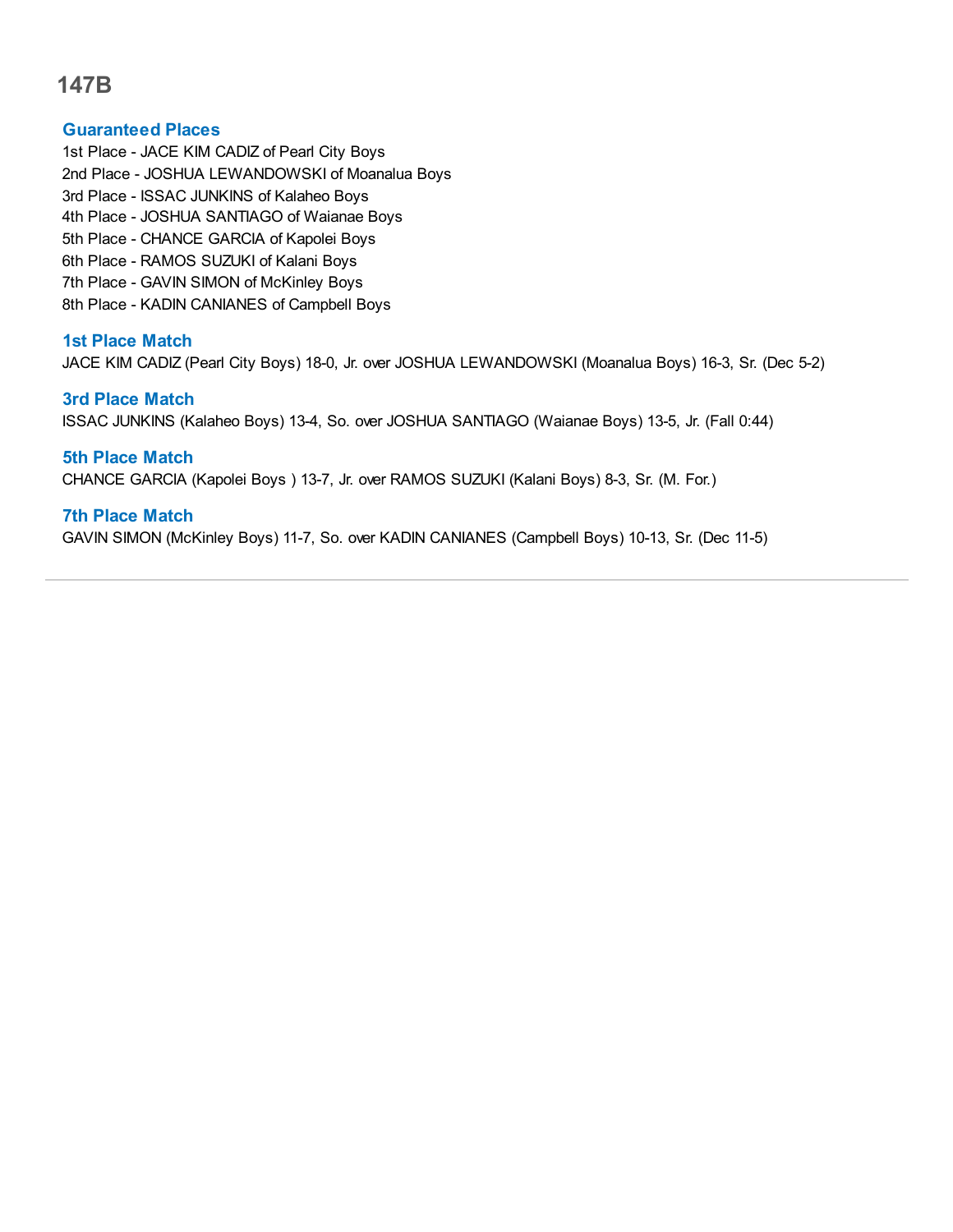# 147B

### Guaranteed Places

1st Place - JACE KIM CADIZ of Pearl City Boys
2nd Place - JOSHUA LEWANDOWSKI of Moanalua Boys
3rd Place - ISSAC JUNKINS of Kalaheo Boys
4th Place - JOSHUA SANTIAGO of Waianae Boys
5th Place - CHANCE GARCIA of Kapolei Boys
6th Place - RAMOS SUZUKI of Kalani Boys
7th Place - GAVIN SIMON of McKinley Boys
8th Place - KADIN CANIANES of Campbell Boys

### 1st Place Match

JACE KIM CADIZ (Pearl City Boys) 18-0, Jr. over JOSHUA LEWANDOWSKI (Moanalua Boys) 16-3, Sr. (Dec 5-2)

### 3rd Place Match

ISSAC JUNKINS (Kalaheo Boys) 13-4, So. over JOSHUA SANTIAGO (Waianae Boys) 13-5, Jr. (Fall 0:44)

### 5th Place Match

CHANCE GARCIA (Kapolei Boys ) 13-7, Jr. over RAMOS SUZUKI (Kalani Boys) 8-3, Sr. (M. For.)

### 7th Place Match

GAVIN SIMON (McKinley Boys) 11-7, So. over KADIN CANIANES (Campbell Boys) 10-13, Sr. (Dec 11-5)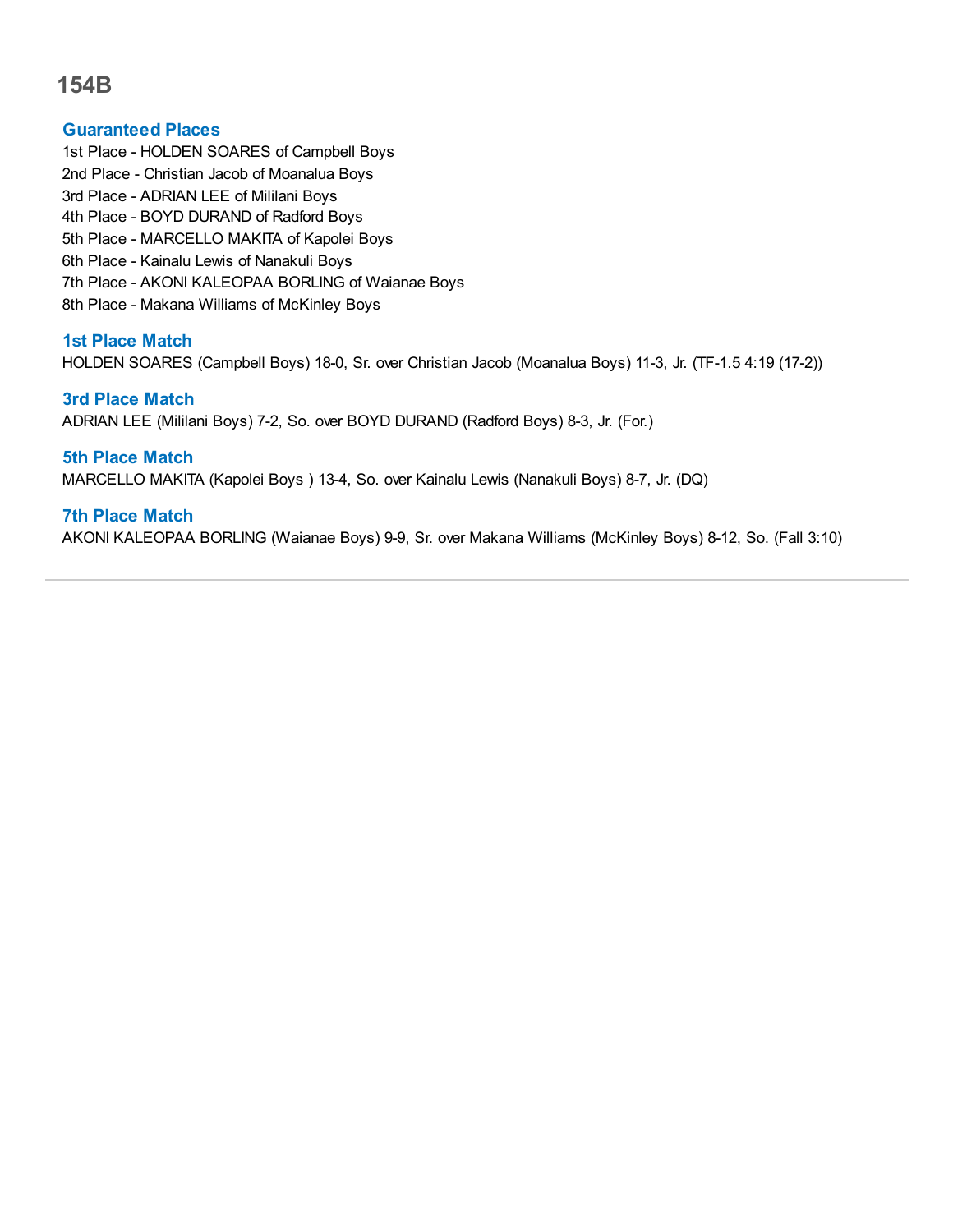# 154B

## Guaranteed Places

1st Place - HOLDEN SOARES of Campbell Boys
2nd Place - Christian Jacob of Moanalua Boys
3rd Place - ADRIAN LEE of Mililani Boys
4th Place - BOYD DURAND of Radford Boys
5th Place - MARCELLO MAKITA of Kapolei Boys
6th Place - Kainalu Lewis of Nanakuli Boys
7th Place - AKONI KALEOPAA BORLING of Waianae Boys
8th Place - Makana Williams of McKinley Boys

## 1st Place Match

HOLDEN SOARES (Campbell Boys) 18-0, Sr. over Christian Jacob (Moanalua Boys) 11-3, Jr. (TF-1.5 4:19 (17-2))

## 3rd Place Match

ADRIAN LEE (Mililani Boys) 7-2, So. over BOYD DURAND (Radford Boys) 8-3, Jr. (For.)

## 5th Place Match

MARCELLO MAKITA (Kapolei Boys ) 13-4, So. over Kainalu Lewis (Nanakuli Boys) 8-7, Jr. (DQ)

## 7th Place Match

AKONI KALEOPAA BORLING (Waianae Boys) 9-9, Sr. over Makana Williams (McKinley Boys) 8-12, So. (Fall 3:10)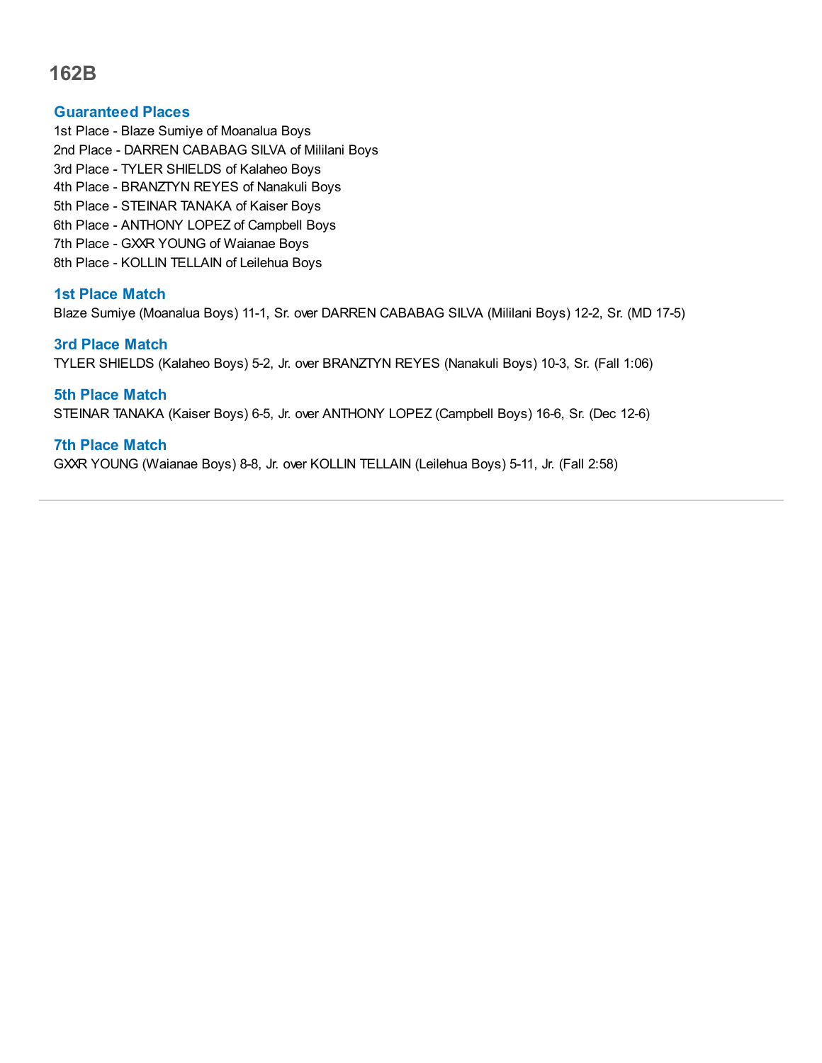# 162B

### Guaranteed Places

1st Place - Blaze Sumiye of Moanalua Boys
2nd Place - DARREN CABABAG SILVA of Mililani Boys
3rd Place - TYLER SHIELDS of Kalaheo Boys
4th Place - BRANZTYN REYES of Nanakuli Boys
5th Place - STEINAR TANAKA of Kaiser Boys
6th Place - ANTHONY LOPEZ of Campbell Boys
7th Place - GXXR YOUNG of Waianae Boys
8th Place - KOLLIN TELLAIN of Leilehua Boys

### 1st Place Match

Blaze Sumiye (Moanalua Boys) 11-1, Sr. over DARREN CABABAG SILVA (Mililani Boys) 12-2, Sr. (MD 17-5)

### 3rd Place Match

TYLER SHIELDS (Kalaheo Boys) 5-2, Jr. over BRANZTYN REYES (Nanakuli Boys) 10-3, Sr. (Fall 1:06)

### 5th Place Match

STEINAR TANAKA (Kaiser Boys) 6-5, Jr. over ANTHONY LOPEZ (Campbell Boys) 16-6, Sr. (Dec 12-6)

### 7th Place Match

GXXR YOUNG (Waianae Boys) 8-8, Jr. over KOLLIN TELLAIN (Leilehua Boys) 5-11, Jr. (Fall 2:58)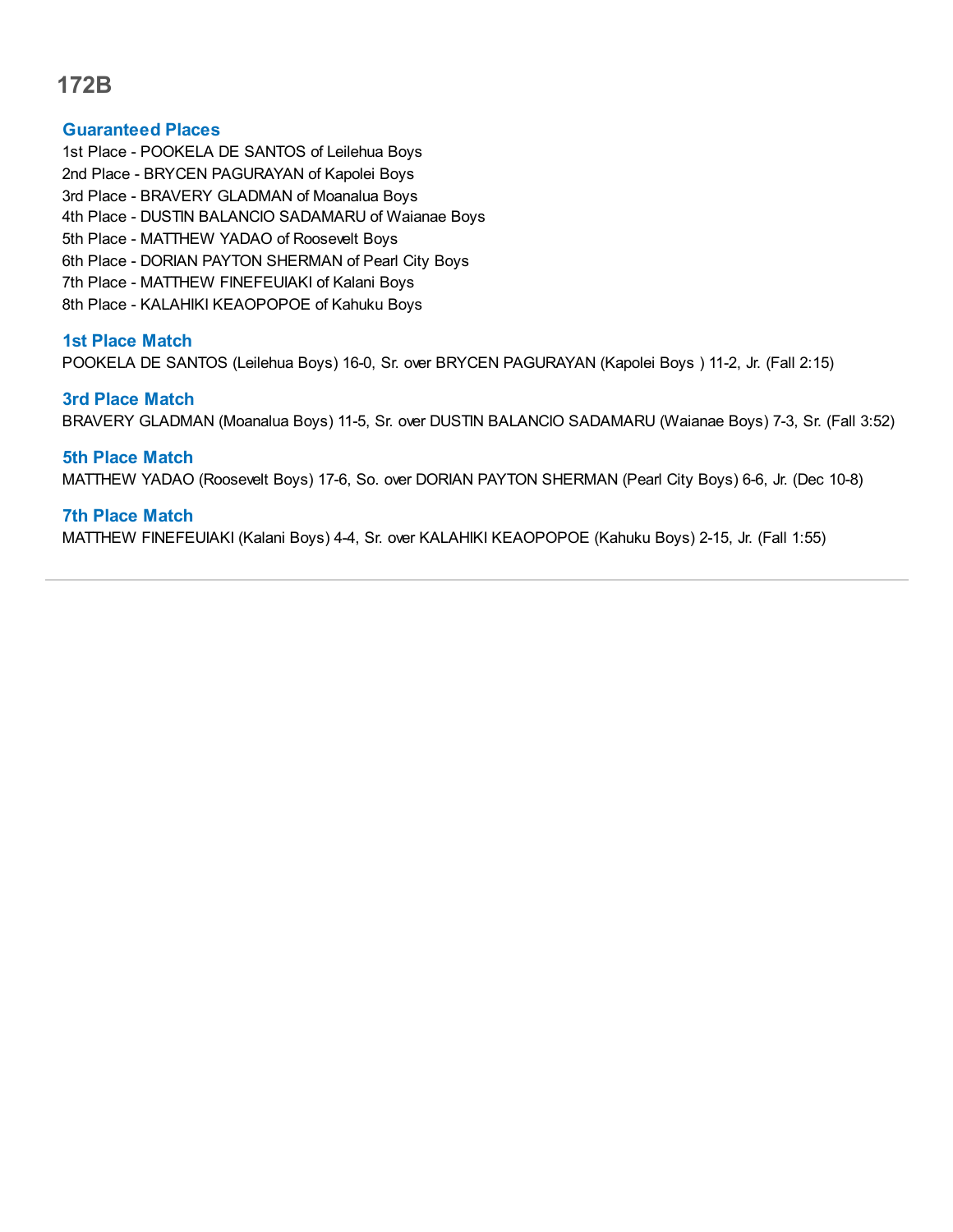# 172B

## Guaranteed Places

1st Place - POOKELA DE SANTOS of Leilehua Boys
2nd Place - BRYCEN PAGURAYAN of Kapolei Boys
3rd Place - BRAVERY GLADMAN of Moanalua Boys
4th Place - DUSTIN BALANCIO SADAMARU of Waianae Boys
5th Place - MATTHEW YADAO of Roosevelt Boys
6th Place - DORIAN PAYTON SHERMAN of Pearl City Boys
7th Place - MATTHEW FINEFEUIAKI of Kalani Boys
8th Place - KALAHIKI KEAOPOPOE of Kahuku Boys

## 1st Place Match

POOKELA DE SANTOS (Leilehua Boys) 16-0, Sr. over BRYCEN PAGURAYAN (Kapolei Boys ) 11-2, Jr. (Fall 2:15)

## 3rd Place Match

BRAVERY GLADMAN (Moanalua Boys) 11-5, Sr. over DUSTIN BALANCIO SADAMARU (Waianae Boys) 7-3, Sr. (Fall 3:52)

## 5th Place Match

MATTHEW YADAO (Roosevelt Boys) 17-6, So. over DORIAN PAYTON SHERMAN (Pearl City Boys) 6-6, Jr. (Dec 10-8)

## 7th Place Match

MATTHEW FINEFEUIAKI (Kalani Boys) 4-4, Sr. over KALAHIKI KEAOPOPOE (Kahuku Boys) 2-15, Jr. (Fall 1:55)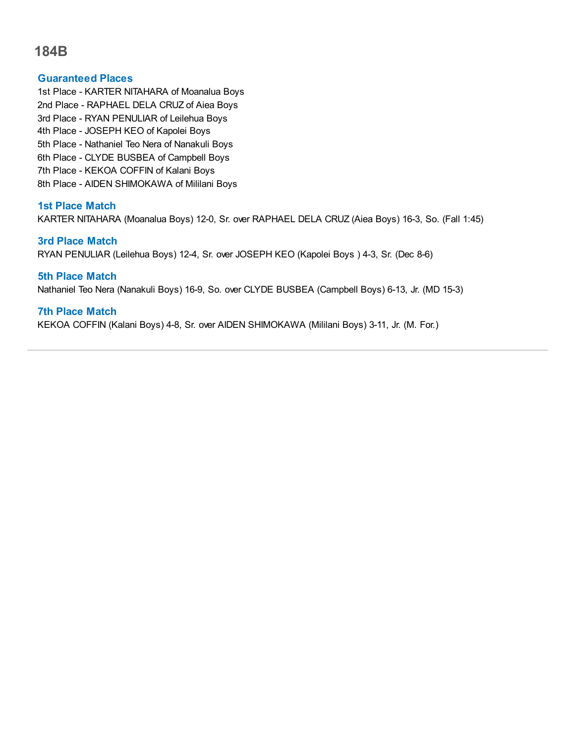# 184B

### Guaranteed Places

1st Place - KARTER NITAHARA of Moanalua Boys
2nd Place - RAPHAEL DELA CRUZ of Aiea Boys
3rd Place - RYAN PENULIAR of Leilehua Boys
4th Place - JOSEPH KEO of Kapolei Boys
5th Place - Nathaniel Teo Nera of Nanakuli Boys
6th Place - CLYDE BUSBEA of Campbell Boys
7th Place - KEKOA COFFIN of Kalani Boys
8th Place - AIDEN SHIMOKAWA of Mililani Boys

### 1st Place Match

KARTER NITAHARA (Moanalua Boys) 12-0, Sr. over RAPHAEL DELA CRUZ (Aiea Boys) 16-3, So. (Fall 1:45)

### 3rd Place Match

RYAN PENULIAR (Leilehua Boys) 12-4, Sr. over JOSEPH KEO (Kapolei Boys ) 4-3, Sr. (Dec 8-6)

### 5th Place Match

Nathaniel Teo Nera (Nanakuli Boys) 16-9, So. over CLYDE BUSBEA (Campbell Boys) 6-13, Jr. (MD 15-3)

### 7th Place Match

KEKOA COFFIN (Kalani Boys) 4-8, Sr. over AIDEN SHIMOKAWA (Mililani Boys) 3-11, Jr. (M. For.)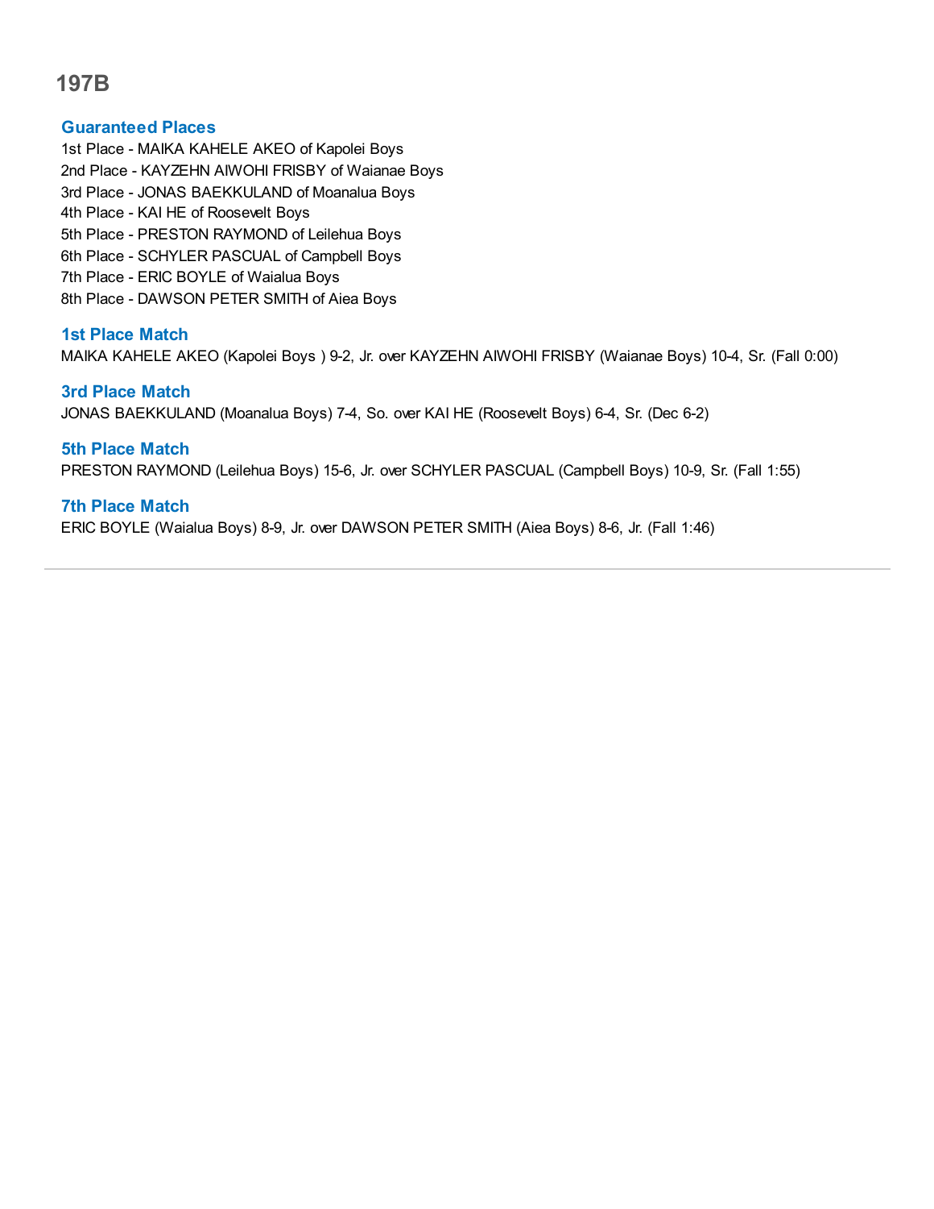# 197B

### Guaranteed Places

1st Place - MAIKA KAHELE AKEO of Kapolei Boys
2nd Place - KAYZEHN AIWOHI FRISBY of Waianae Boys
3rd Place - JONAS BAEKKULAND of Moanalua Boys
4th Place - KAI HE of Roosevelt Boys
5th Place - PRESTON RAYMOND of Leilehua Boys
6th Place - SCHYLER PASCUAL of Campbell Boys
7th Place - ERIC BOYLE of Waialua Boys
8th Place - DAWSON PETER SMITH of Aiea Boys

### 1st Place Match

MAIKA KAHELE AKEO (Kapolei Boys ) 9-2, Jr. over KAYZEHN AIWOHI FRISBY (Waianae Boys) 10-4, Sr. (Fall 0:00)

### 3rd Place Match

JONAS BAEKKULAND (Moanalua Boys) 7-4, So. over KAI HE (Roosevelt Boys) 6-4, Sr. (Dec 6-2)

### 5th Place Match

PRESTON RAYMOND (Leilehua Boys) 15-6, Jr. over SCHYLER PASCUAL (Campbell Boys) 10-9, Sr. (Fall 1:55)

### 7th Place Match

ERIC BOYLE (Waialua Boys) 8-9, Jr. over DAWSON PETER SMITH (Aiea Boys) 8-6, Jr. (Fall 1:46)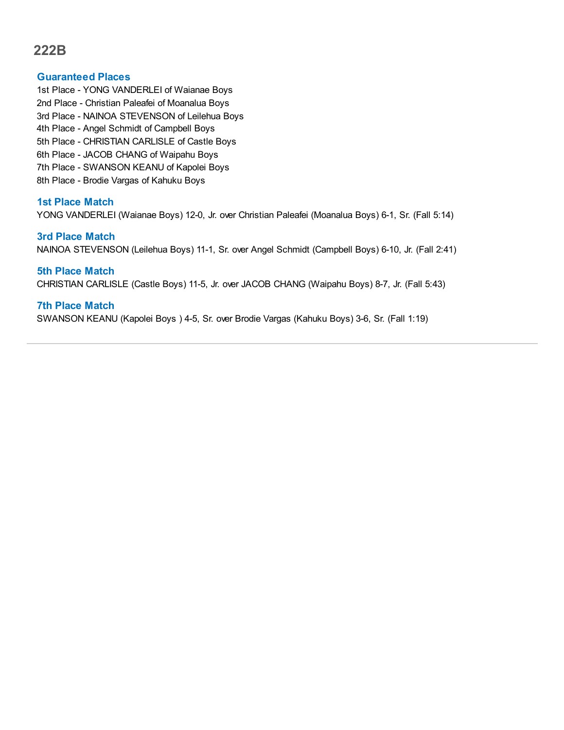# 222B

## Guaranteed Places

1st Place - YONG VANDERLEI of Waianae Boys
2nd Place - Christian Paleafei of Moanalua Boys
3rd Place - NAINOA STEVENSON of Leilehua Boys
4th Place - Angel Schmidt of Campbell Boys
5th Place - CHRISTIAN CARLISLE of Castle Boys
6th Place - JACOB CHANG of Waipahu Boys
7th Place - SWANSON KEANU of Kapolei Boys
8th Place - Brodie Vargas of Kahuku Boys

## 1st Place Match

YONG VANDERLEI (Waianae Boys) 12-0, Jr. over Christian Paleafei (Moanalua Boys) 6-1, Sr. (Fall 5:14)

## 3rd Place Match

NAINOA STEVENSON (Leilehua Boys) 11-1, Sr. over Angel Schmidt (Campbell Boys) 6-10, Jr. (Fall 2:41)

## 5th Place Match

CHRISTIAN CARLISLE (Castle Boys) 11-5, Jr. over JACOB CHANG (Waipahu Boys) 8-7, Jr. (Fall 5:43)

## 7th Place Match

SWANSON KEANU (Kapolei Boys ) 4-5, Sr. over Brodie Vargas (Kahuku Boys) 3-6, Sr. (Fall 1:19)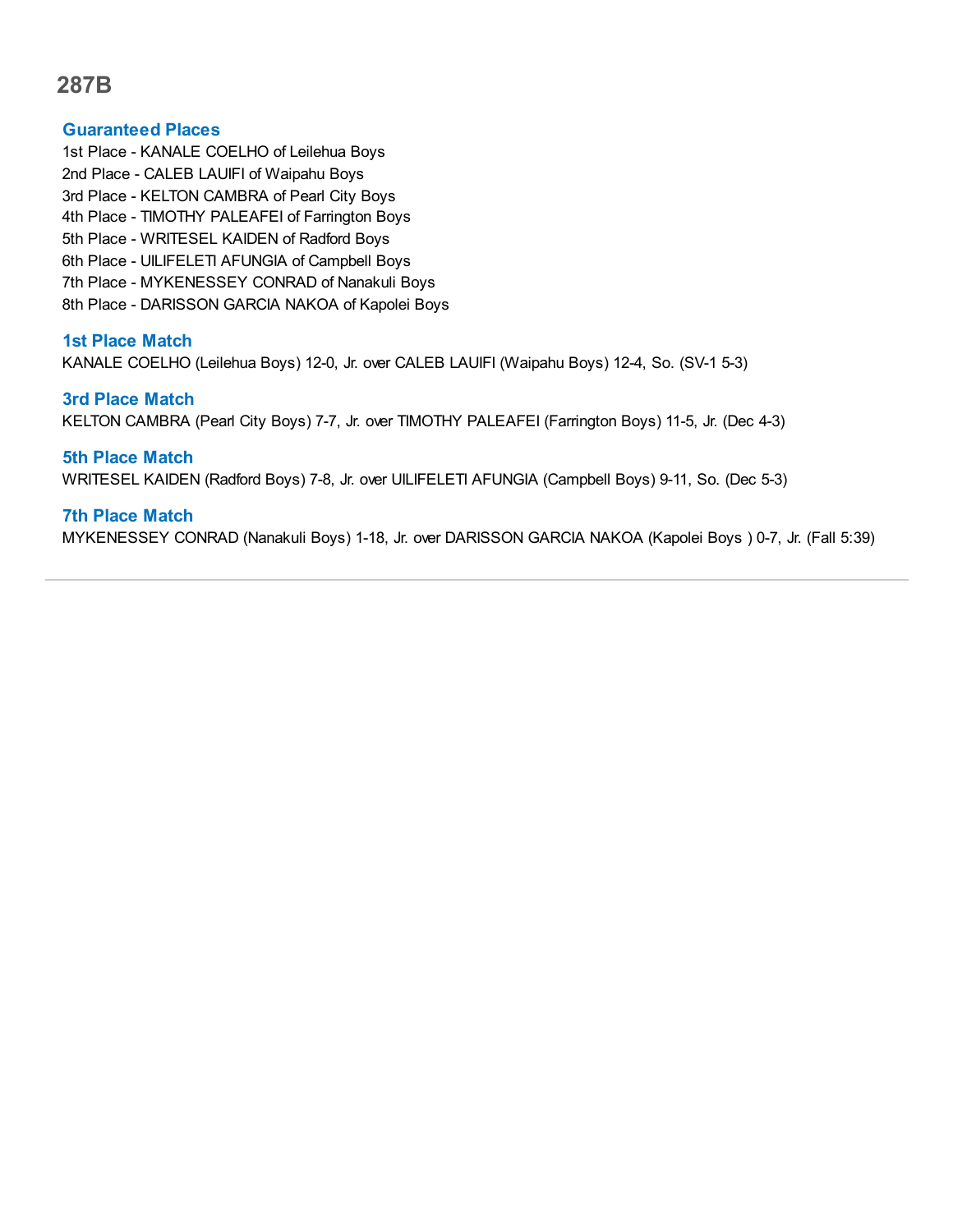# 287B

## Guaranteed Places

1st Place - KANALE COELHO of Leilehua Boys
2nd Place - CALEB LAUIFI of Waipahu Boys
3rd Place - KELTON CAMBRA of Pearl City Boys
4th Place - TIMOTHY PALEAFEI of Farrington Boys
5th Place - WRITESEL KAIDEN of Radford Boys
6th Place - UILIFELETI AFUNGIA of Campbell Boys
7th Place - MYKENESSEY CONRAD of Nanakuli Boys
8th Place - DARISSON GARCIA NAKOA of Kapolei Boys

## 1st Place Match

KANALE COELHO (Leilehua Boys) 12-0, Jr. over CALEB LAUIFI (Waipahu Boys) 12-4, So. (SV-1 5-3)

## 3rd Place Match

KELTON CAMBRA (Pearl City Boys) 7-7, Jr. over TIMOTHY PALEAFEI (Farrington Boys) 11-5, Jr. (Dec 4-3)

## 5th Place Match

WRITESEL KAIDEN (Radford Boys) 7-8, Jr. over UILIFELETI AFUNGIA (Campbell Boys) 9-11, So. (Dec 5-3)

## 7th Place Match

MYKENESSEY CONRAD (Nanakuli Boys) 1-18, Jr. over DARISSON GARCIA NAKOA (Kapolei Boys ) 0-7, Jr. (Fall 5:39)